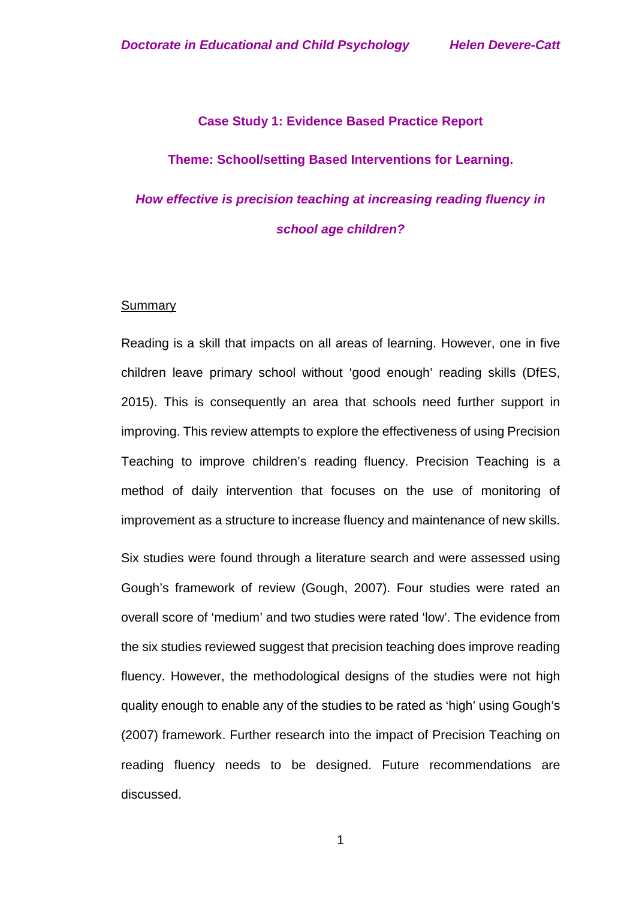## Case Study 1: Evidence Based Practice Report

### Theme: School/setting Based Interventions for Learning.

### *How effective is precision teaching at increasing reading fluency in school age children?*

Summary

Reading is a skill that impacts on all areas of learning. However, one in five children leave primary school without 'good enough' reading skills (DfES, 2015). This is consequently an area that schools need further support in improving. This review attempts to explore the effectiveness of using Precision Teaching to improve children's reading fluency. Precision Teaching is a method of daily intervention that focuses on the use of monitoring of improvement as a structure to increase fluency and maintenance of new skills.

Six studies were found through a literature search and were assessed using Gough's framework of review (Gough, 2007). Four studies were rated an overall score of 'medium' and two studies were rated 'low'. The evidence from the six studies reviewed suggest that precision teaching does improve reading fluency. However, the methodological designs of the studies were not high quality enough to enable any of the studies to be rated as 'high' using Gough's (2007) framework. Further research into the impact of Precision Teaching on reading fluency needs to be designed. Future recommendations are discussed.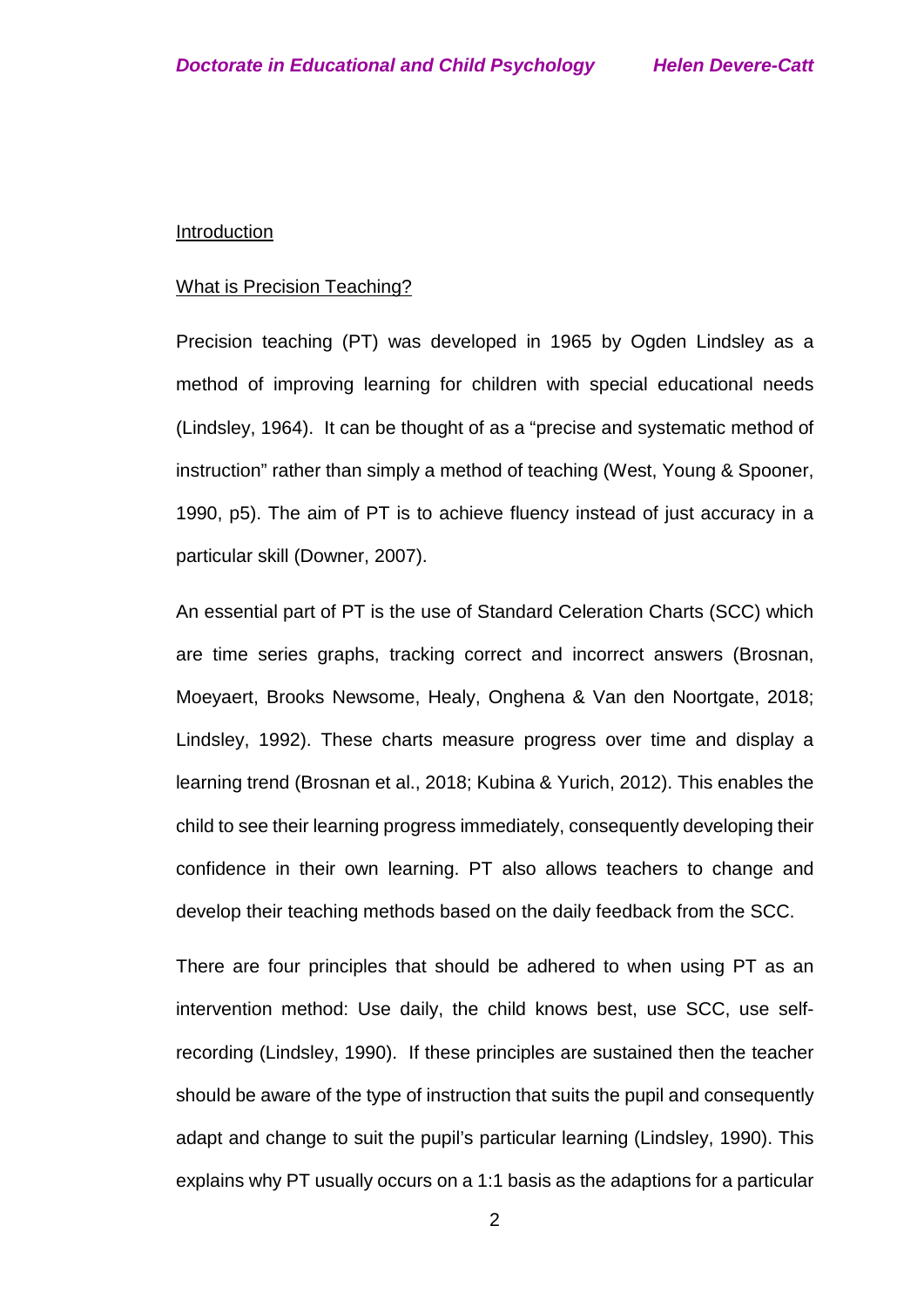## Introduction

### What is Precision Teaching?

Precision teaching (PT) was developed in 1965 by Ogden Lindsley as a method of improving learning for children with special educational needs (Lindsley, 1964). It can be thought of as a "precise and systematic method of instruction" rather than simply a method of teaching (West, Young & Spooner, 1990, p5). The aim of PT is to achieve fluency instead of just accuracy in a particular skill (Downer, 2007).

An essential part of PT is the use of Standard Celeration Charts (SCC) which are time series graphs, tracking correct and incorrect answers (Brosnan, Moeyaert, Brooks Newsome, Healy, Onghena & Van den Noortgate, 2018; Lindsley, 1992). These charts measure progress over time and display a learning trend (Brosnan et al., 2018; Kubina & Yurich, 2012). This enables the child to see their learning progress immediately, consequently developing their confidence in their own learning. PT also allows teachers to change and develop their teaching methods based on the daily feedback from the SCC.

There are four principles that should be adhered to when using PT as an intervention method: Use daily, the child knows best, use SCC, use self-recording (Lindsley, 1990). If these principles are sustained then the teacher should be aware of the type of instruction that suits the pupil and consequently adapt and change to suit the pupil's particular learning (Lindsley, 1990). This explains why PT usually occurs on a 1:1 basis as the adaptions for a particular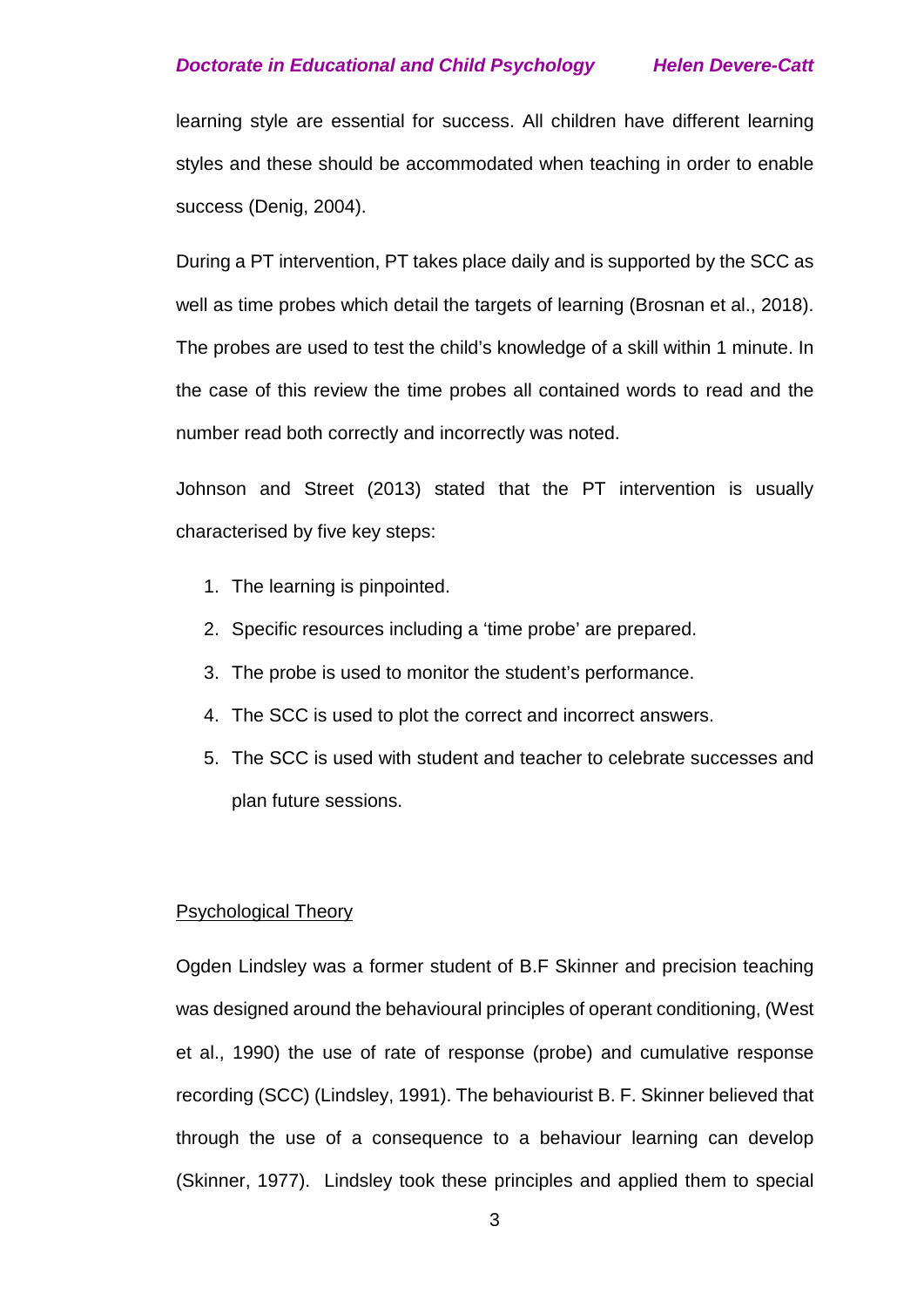learning style are essential for success. All children have different learning styles and these should be accommodated when teaching in order to enable success (Denig, 2004).

During a PT intervention, PT takes place daily and is supported by the SCC as well as time probes which detail the targets of learning (Brosnan et al., 2018). The probes are used to test the child's knowledge of a skill within 1 minute. In the case of this review the time probes all contained words to read and the number read both correctly and incorrectly was noted.

Johnson and Street (2013) stated that the PT intervention is usually characterised by five key steps:

1. The learning is pinpointed.
2. Specific resources including a 'time probe' are prepared.
3. The probe is used to monitor the student's performance.
4. The SCC is used to plot the correct and incorrect answers.
5. The SCC is used with student and teacher to celebrate successes and plan future sessions.

## Psychological Theory

Ogden Lindsley was a former student of B.F Skinner and precision teaching was designed around the behavioural principles of operant conditioning, (West et al., 1990) the use of rate of response (probe) and cumulative response recording (SCC) (Lindsley, 1991). The behaviourist B. F. Skinner believed that through the use of a consequence to a behaviour learning can develop (Skinner, 1977). Lindsley took these principles and applied them to special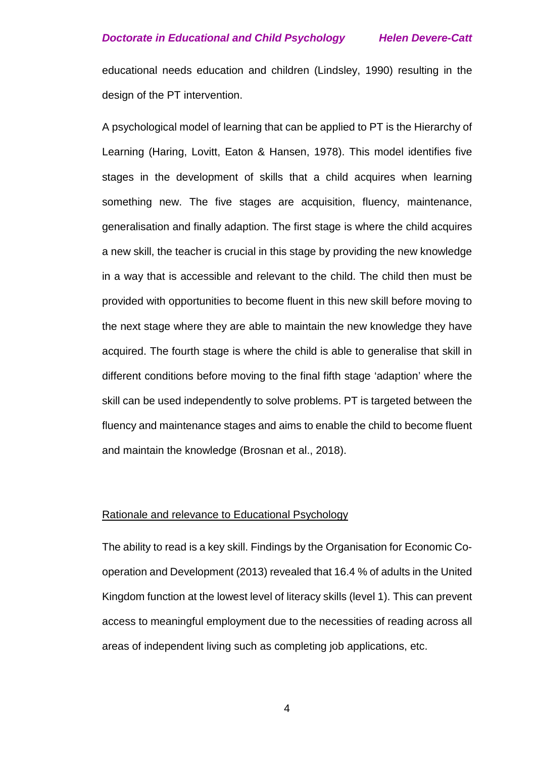educational needs education and children (Lindsley, 1990) resulting in the design of the PT intervention.

A psychological model of learning that can be applied to PT is the Hierarchy of Learning (Haring, Lovitt, Eaton & Hansen, 1978). This model identifies five stages in the development of skills that a child acquires when learning something new. The five stages are acquisition, fluency, maintenance, generalisation and finally adaption. The first stage is where the child acquires a new skill, the teacher is crucial in this stage by providing the new knowledge in a way that is accessible and relevant to the child. The child then must be provided with opportunities to become fluent in this new skill before moving to the next stage where they are able to maintain the new knowledge they have acquired. The fourth stage is where the child is able to generalise that skill in different conditions before moving to the final fifth stage 'adaption' where the skill can be used independently to solve problems. PT is targeted between the fluency and maintenance stages and aims to enable the child to become fluent and maintain the knowledge (Brosnan et al., 2018).

## Rationale and relevance to Educational Psychology

The ability to read is a key skill. Findings by the Organisation for Economic Co-operation and Development (2013) revealed that 16.4 % of adults in the United Kingdom function at the lowest level of literacy skills (level 1). This can prevent access to meaningful employment due to the necessities of reading across all areas of independent living such as completing job applications, etc.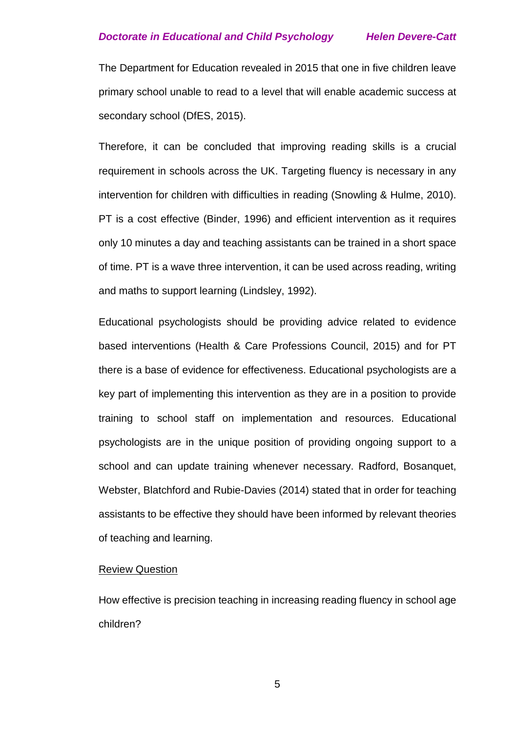The Department for Education revealed in 2015 that one in five children leave primary school unable to read to a level that will enable academic success at secondary school (DfES, 2015).

Therefore, it can be concluded that improving reading skills is a crucial requirement in schools across the UK. Targeting fluency is necessary in any intervention for children with difficulties in reading (Snowling & Hulme, 2010). PT is a cost effective (Binder, 1996) and efficient intervention as it requires only 10 minutes a day and teaching assistants can be trained in a short space of time. PT is a wave three intervention, it can be used across reading, writing and maths to support learning (Lindsley, 1992).

Educational psychologists should be providing advice related to evidence based interventions (Health & Care Professions Council, 2015) and for PT there is a base of evidence for effectiveness. Educational psychologists are a key part of implementing this intervention as they are in a position to provide training to school staff on implementation and resources. Educational psychologists are in the unique position of providing ongoing support to a school and can update training whenever necessary. Radford, Bosanquet, Webster, Blatchford and Rubie-Davies (2014) stated that in order for teaching assistants to be effective they should have been informed by relevant theories of teaching and learning.

<u>Review Question</u>

How effective is precision teaching in increasing reading fluency in school age children?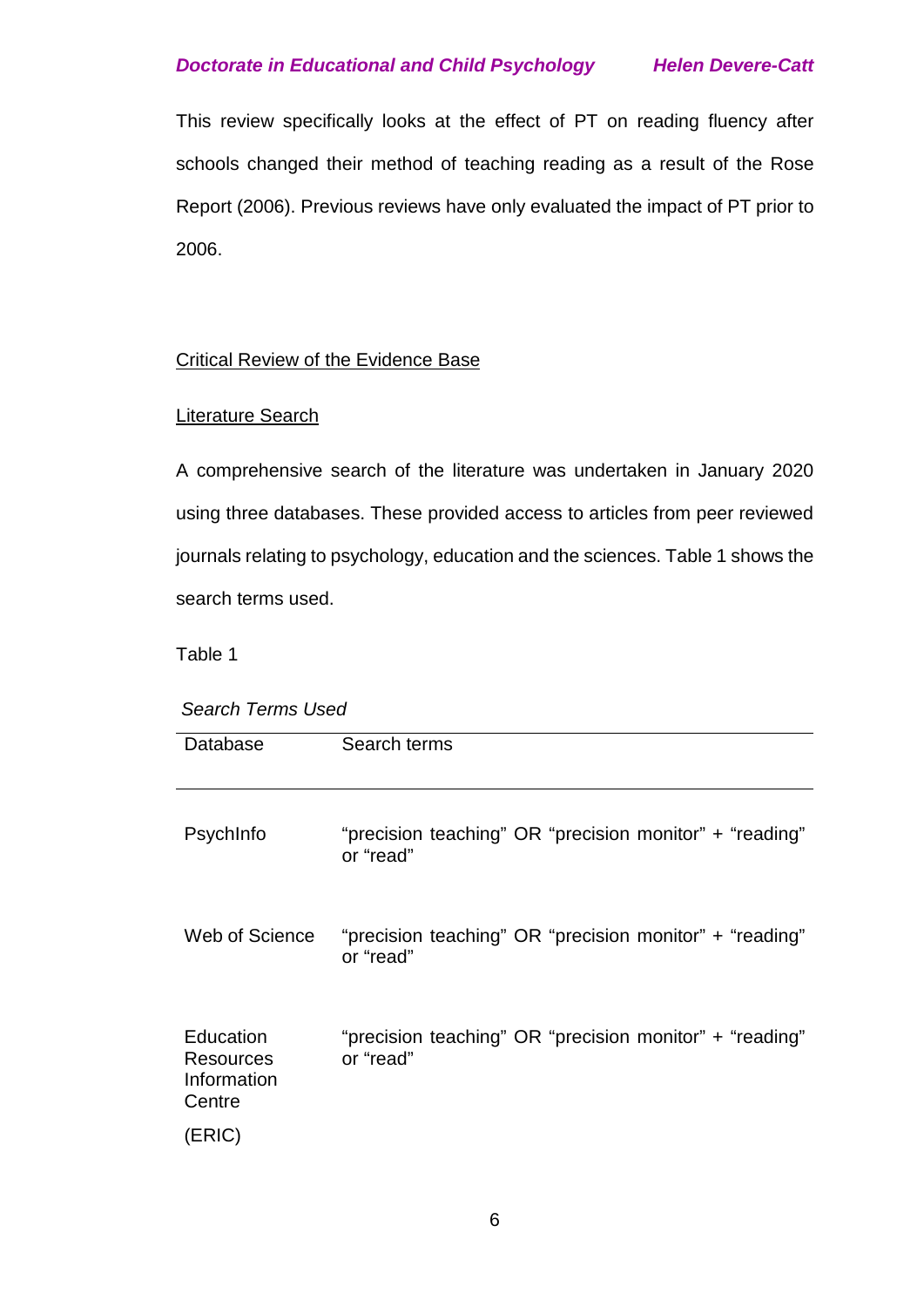This review specifically looks at the effect of PT on reading fluency after schools changed their method of teaching reading as a result of the Rose Report (2006). Previous reviews have only evaluated the impact of PT prior to 2006.

## Critical Review of the Evidence Base

### Literature Search

A comprehensive search of the literature was undertaken in January 2020 using three databases. These provided access to articles from peer reviewed journals relating to psychology, education and the sciences. Table 1 shows the search terms used.

Table 1

*Search Terms Used*

| Database | Search terms |
|---|---|
| PsychInfo | "precision teaching" OR "precision monitor" + "reading" or "read" |
| Web of Science | "precision teaching" OR "precision monitor" + "reading" or "read" |
| Education Resources Information Centre (ERIC) | "precision teaching" OR "precision monitor" + "reading" or "read" |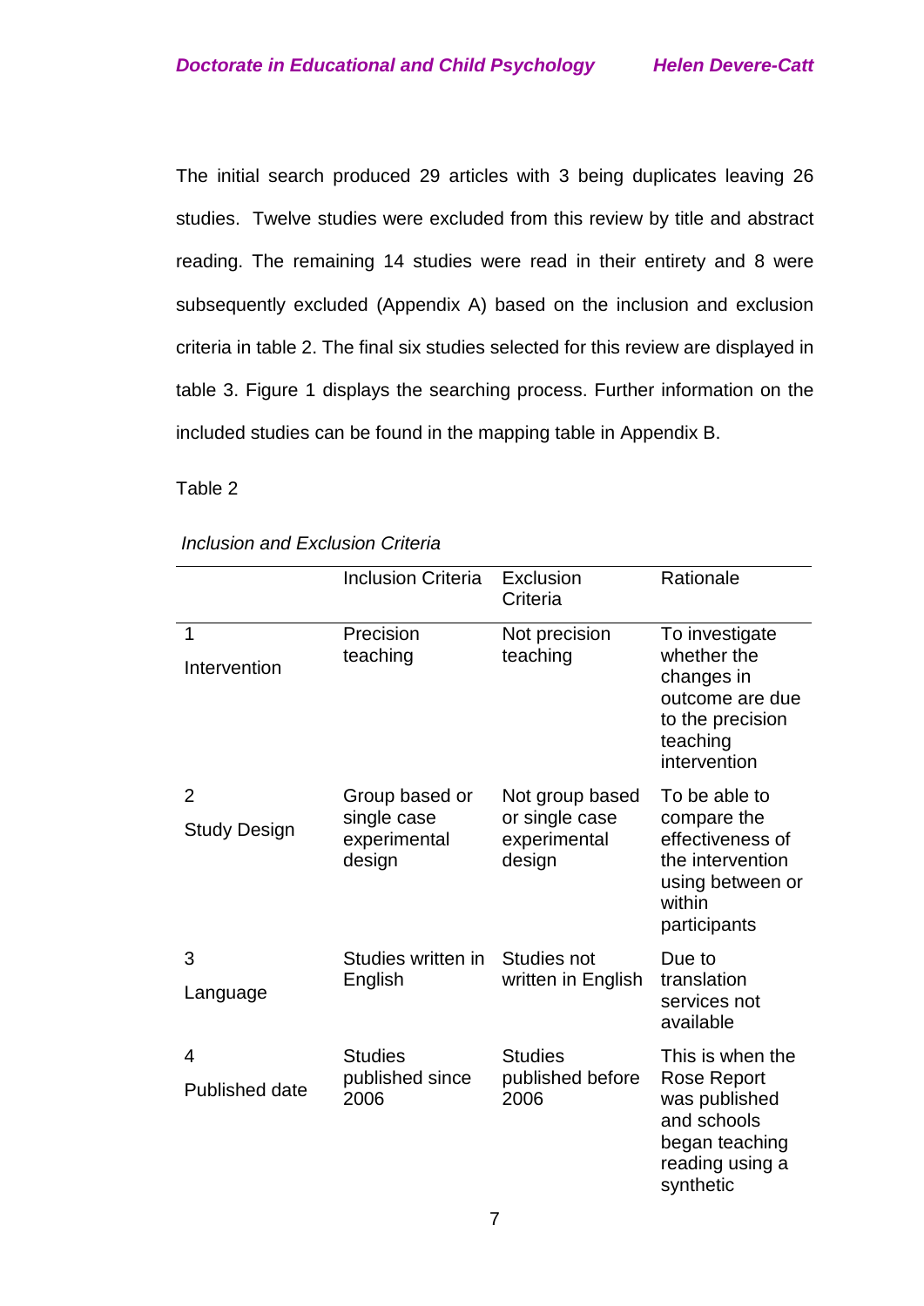The initial search produced 29 articles with 3 being duplicates leaving 26 studies. Twelve studies were excluded from this review by title and abstract reading. The remaining 14 studies were read in their entirety and 8 were subsequently excluded (Appendix A) based on the inclusion and exclusion criteria in table 2. The final six studies selected for this review are displayed in table 3. Figure 1 displays the searching process. Further information on the included studies can be found in the mapping table in Appendix B.

Table 2

*Inclusion and Exclusion Criteria*

| | Inclusion Criteria | Exclusion Criteria | Rationale |
|---|---|---|---|
| 1 Intervention | Precision teaching | Not precision teaching | To investigate whether the changes in outcome are due to the precision teaching intervention |
| 2 Study Design | Group based or single case experimental design | Not group based or single case experimental design | To be able to compare the effectiveness of the intervention using between or within participants |
| 3 Language | Studies written in English | Studies not written in English | Due to translation services not available |
| 4 Published date | Studies published since 2006 | Studies published before 2006 | This is when the Rose Report was published and schools began teaching reading using a synthetic |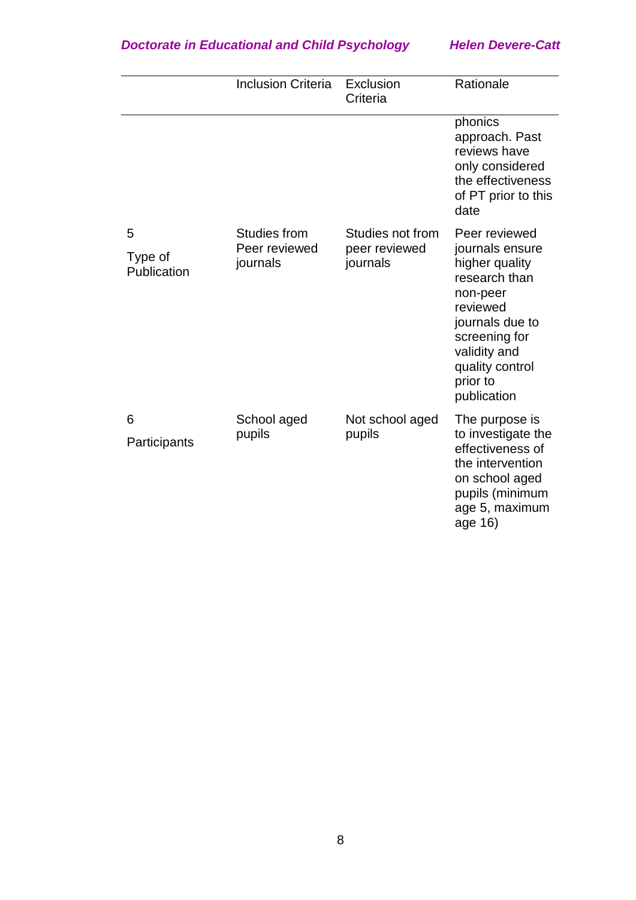| | Inclusion Criteria | Exclusion Criteria | Rationale |
|---|---|---|---|
| | | | phonics approach. Past reviews have only considered the effectiveness of PT prior to this date |
| 5<br>Type of Publication | Studies from Peer reviewed journals | Studies not from peer reviewed journals | Peer reviewed journals ensure higher quality research than non-peer reviewed journals due to screening for validity and quality control prior to publication |
| 6<br>Participants | School aged pupils | Not school aged pupils | The purpose is to investigate the effectiveness of the intervention on school aged pupils (minimum age 5, maximum age 16) |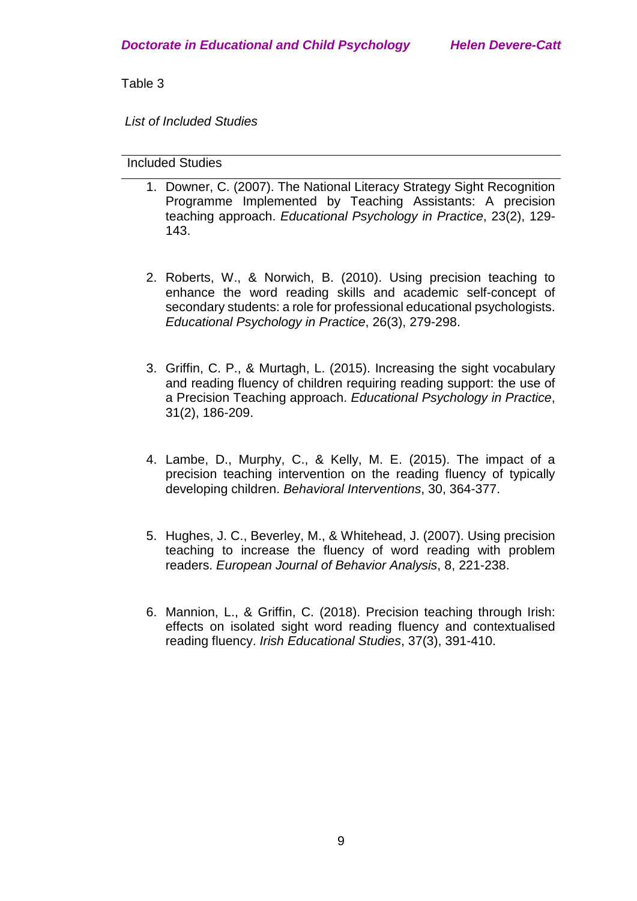Table 3

*List of Included Studies*

| Included Studies |
|---|
| 1. Downer, C. (2007). The National Literacy Strategy Sight Recognition Programme Implemented by Teaching Assistants: A precision teaching approach. *Educational Psychology in Practice*, 23(2), 129-143. |
| 2. Roberts, W., & Norwich, B. (2010). Using precision teaching to enhance the word reading skills and academic self-concept of secondary students: a role for professional educational psychologists. *Educational Psychology in Practice*, 26(3), 279-298. |
| 3. Griffin, C. P., & Murtagh, L. (2015). Increasing the sight vocabulary and reading fluency of children requiring reading support: the use of a Precision Teaching approach. *Educational Psychology in Practice*, 31(2), 186-209. |
| 4. Lambe, D., Murphy, C., & Kelly, M. E. (2015). The impact of a precision teaching intervention on the reading fluency of typically developing children. *Behavioral Interventions*, 30, 364-377. |
| 5. Hughes, J. C., Beverley, M., & Whitehead, J. (2007). Using precision teaching to increase the fluency of word reading with problem readers. *European Journal of Behavior Analysis*, 8, 221-238. |
| 6. Mannion, L., & Griffin, C. (2018). Precision teaching through Irish: effects on isolated sight word reading fluency and contextualised reading fluency. *Irish Educational Studies*, 37(3), 391-410. |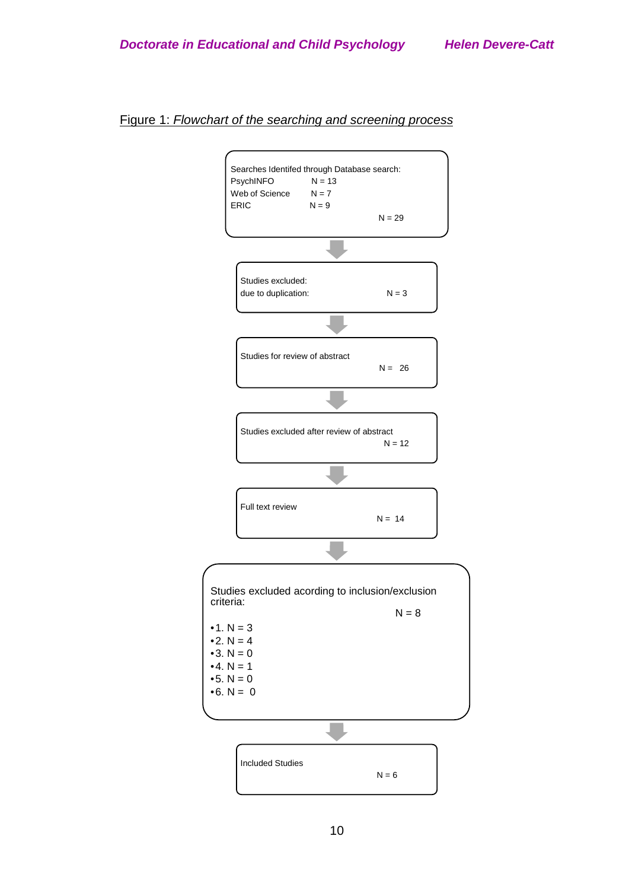Figure 1: *Flowchart of the searching and screening process*

Searches Identifed through Database search:
PsychINFO N = 13
Web of Science N = 7
ERIC N = 9
N = 29

↓

Studies excluded:
due to duplication: N = 3

↓

Studies for review of abstract
N = 26

↓

Studies excluded after review of abstract
N = 12

↓

Full text review
N = 14

↓

Studies excluded acording to inclusion/exclusion criteria:
N = 8

- 1. N = 3
- 2. N = 4
- 3. N = 0
- 4. N = 1
- 5. N = 0
- 6. N = 0

↓

Included Studies
N = 6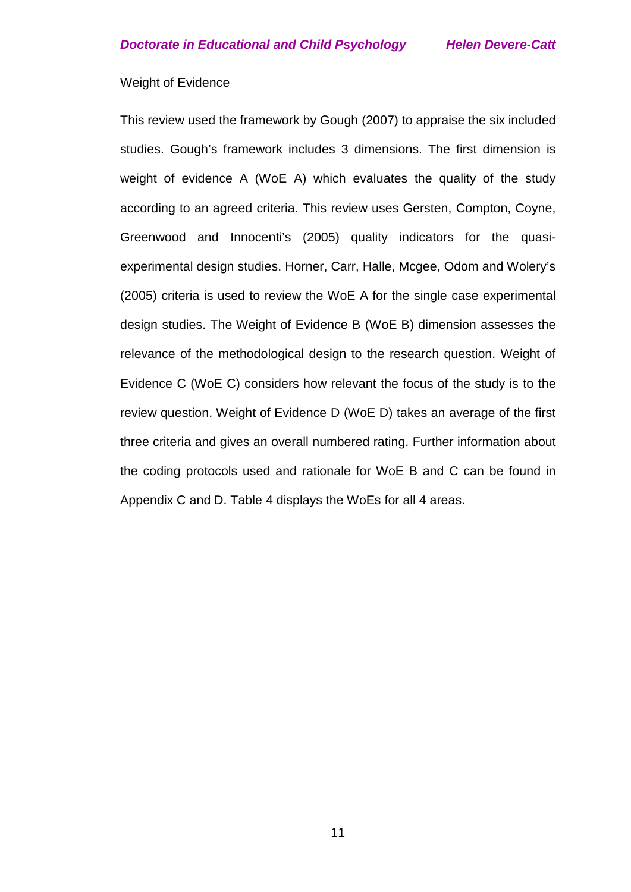## Weight of Evidence

This review used the framework by Gough (2007) to appraise the six included studies. Gough's framework includes 3 dimensions. The first dimension is weight of evidence A (WoE A) which evaluates the quality of the study according to an agreed criteria. This review uses Gersten, Compton, Coyne, Greenwood and Innocenti's (2005) quality indicators for the quasi-experimental design studies. Horner, Carr, Halle, Mcgee, Odom and Wolery's (2005) criteria is used to review the WoE A for the single case experimental design studies. The Weight of Evidence B (WoE B) dimension assesses the relevance of the methodological design to the research question. Weight of Evidence C (WoE C) considers how relevant the focus of the study is to the review question. Weight of Evidence D (WoE D) takes an average of the first three criteria and gives an overall numbered rating. Further information about the coding protocols used and rationale for WoE B and C can be found in Appendix C and D. Table 4 displays the WoEs for all 4 areas.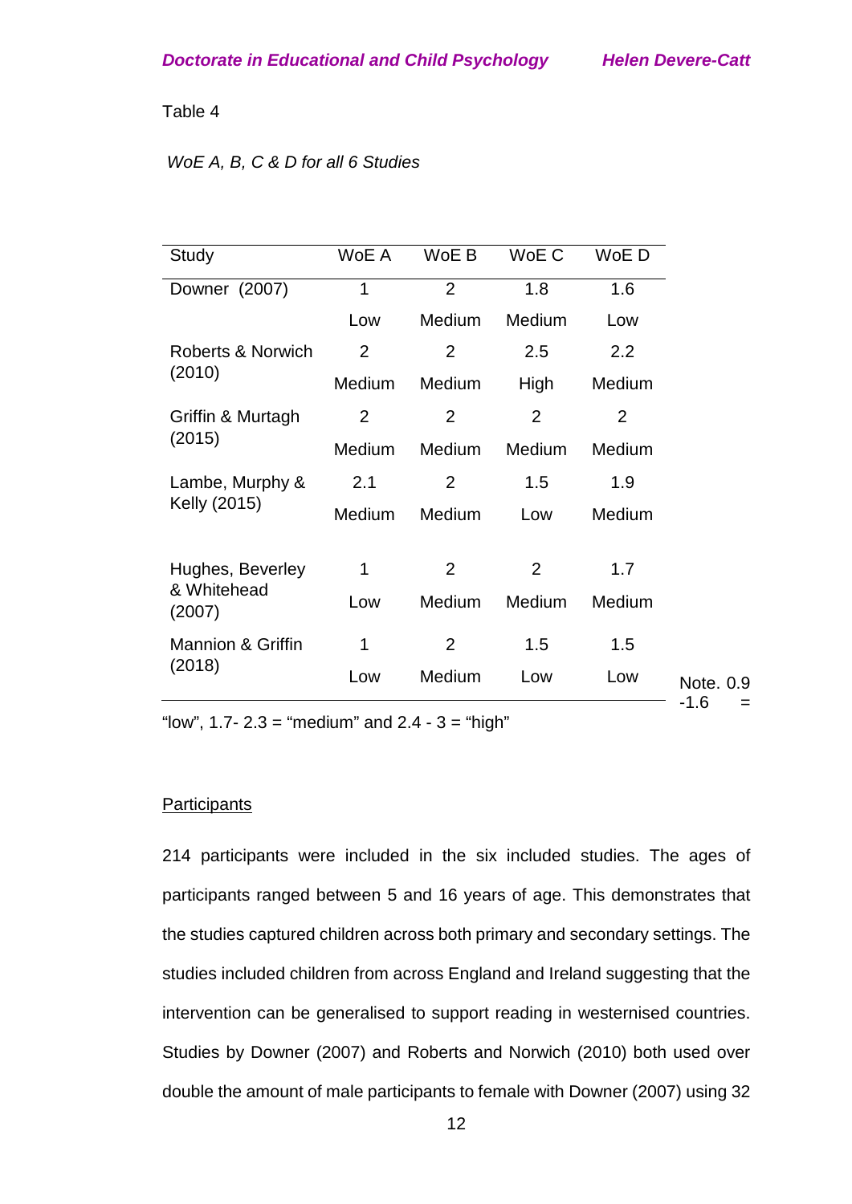Table 4

*WoE A, B, C & D for all 6 Studies*

| Study | WoE A | WoE B | WoE C | WoE D |
|---|---|---|---|---|
| Downer (2007) | 1 Low | 2 Medium | 1.8 Medium | 1.6 Low |
| Roberts & Norwich (2010) | 2 Medium | 2 Medium | 2.5 High | 2.2 Medium |
| Griffin & Murtagh (2015) | 2 Medium | 2 Medium | 2 Medium | 2 Medium |
| Lambe, Murphy & Kelly (2015) | 2.1 Medium | 2 Medium | 1.5 Low | 1.9 Medium |
| Hughes, Beverley & Whitehead (2007) | 1 Low | 2 Medium | 2 Medium | 1.7 Medium |
| Mannion & Griffin (2018) | 1 Low | 2 Medium | 1.5 Low | 1.5 Low |

Note. 0.9 -1.6 = "low", 1.7- 2.3 = "medium" and 2.4 - 3 = "high"

<u>Participants</u>

214 participants were included in the six included studies. The ages of participants ranged between 5 and 16 years of age. This demonstrates that the studies captured children across both primary and secondary settings. The studies included children from across England and Ireland suggesting that the intervention can be generalised to support reading in westernised countries. Studies by Downer (2007) and Roberts and Norwich (2010) both used over double the amount of male participants to female with Downer (2007) using 32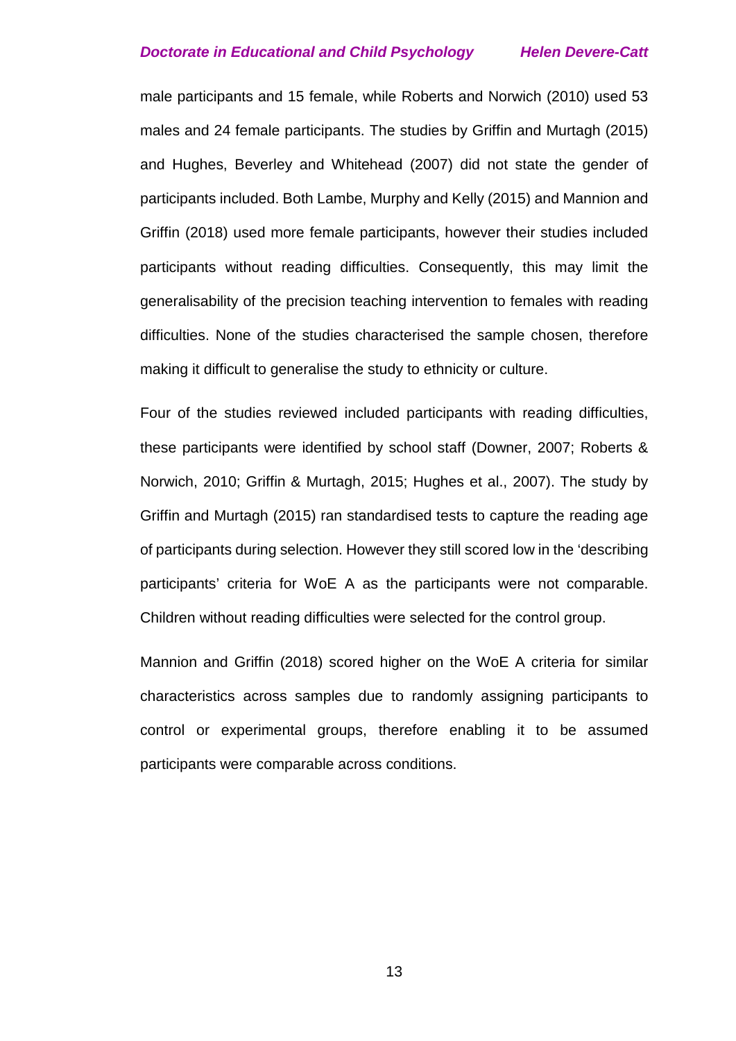male participants and 15 female, while Roberts and Norwich (2010) used 53 males and 24 female participants. The studies by Griffin and Murtagh (2015) and Hughes, Beverley and Whitehead (2007) did not state the gender of participants included. Both Lambe, Murphy and Kelly (2015) and Mannion and Griffin (2018) used more female participants, however their studies included participants without reading difficulties. Consequently, this may limit the generalisability of the precision teaching intervention to females with reading difficulties. None of the studies characterised the sample chosen, therefore making it difficult to generalise the study to ethnicity or culture.

Four of the studies reviewed included participants with reading difficulties, these participants were identified by school staff (Downer, 2007; Roberts & Norwich, 2010; Griffin & Murtagh, 2015; Hughes et al., 2007). The study by Griffin and Murtagh (2015) ran standardised tests to capture the reading age of participants during selection. However they still scored low in the 'describing participants' criteria for WoE A as the participants were not comparable. Children without reading difficulties were selected for the control group.

Mannion and Griffin (2018) scored higher on the WoE A criteria for similar characteristics across samples due to randomly assigning participants to control or experimental groups, therefore enabling it to be assumed participants were comparable across conditions.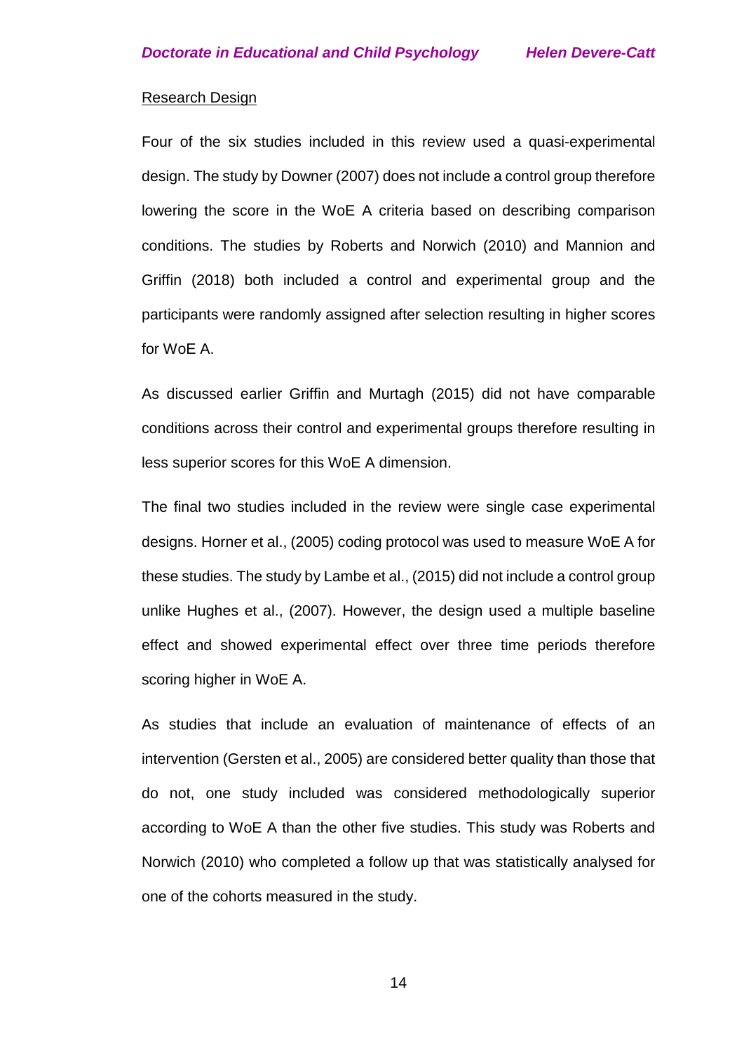Research Design

Four of the six studies included in this review used a quasi-experimental design. The study by Downer (2007) does not include a control group therefore lowering the score in the WoE A criteria based on describing comparison conditions. The studies by Roberts and Norwich (2010) and Mannion and Griffin (2018) both included a control and experimental group and the participants were randomly assigned after selection resulting in higher scores for WoE A.

As discussed earlier Griffin and Murtagh (2015) did not have comparable conditions across their control and experimental groups therefore resulting in less superior scores for this WoE A dimension.

The final two studies included in the review were single case experimental designs. Horner et al., (2005) coding protocol was used to measure WoE A for these studies. The study by Lambe et al., (2015) did not include a control group unlike Hughes et al., (2007). However, the design used a multiple baseline effect and showed experimental effect over three time periods therefore scoring higher in WoE A.

As studies that include an evaluation of maintenance of effects of an intervention (Gersten et al., 2005) are considered better quality than those that do not, one study included was considered methodologically superior according to WoE A than the other five studies. This study was Roberts and Norwich (2010) who completed a follow up that was statistically analysed for one of the cohorts measured in the study.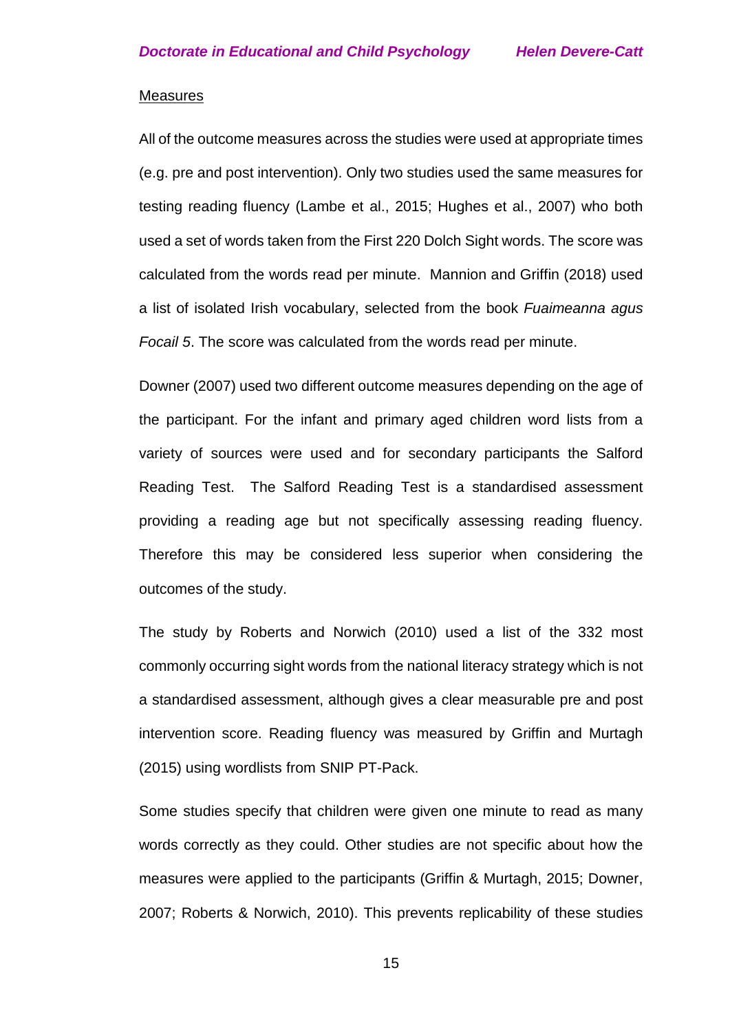Measures

All of the outcome measures across the studies were used at appropriate times (e.g. pre and post intervention). Only two studies used the same measures for testing reading fluency (Lambe et al., 2015; Hughes et al., 2007) who both used a set of words taken from the First 220 Dolch Sight words. The score was calculated from the words read per minute. Mannion and Griffin (2018) used a list of isolated Irish vocabulary, selected from the book *Fuaimeanna agus Focail 5*. The score was calculated from the words read per minute.

Downer (2007) used two different outcome measures depending on the age of the participant. For the infant and primary aged children word lists from a variety of sources were used and for secondary participants the Salford Reading Test. The Salford Reading Test is a standardised assessment providing a reading age but not specifically assessing reading fluency. Therefore this may be considered less superior when considering the outcomes of the study.

The study by Roberts and Norwich (2010) used a list of the 332 most commonly occurring sight words from the national literacy strategy which is not a standardised assessment, although gives a clear measurable pre and post intervention score. Reading fluency was measured by Griffin and Murtagh (2015) using wordlists from SNIP PT-Pack.

Some studies specify that children were given one minute to read as many words correctly as they could. Other studies are not specific about how the measures were applied to the participants (Griffin & Murtagh, 2015; Downer, 2007; Roberts & Norwich, 2010). This prevents replicability of these studies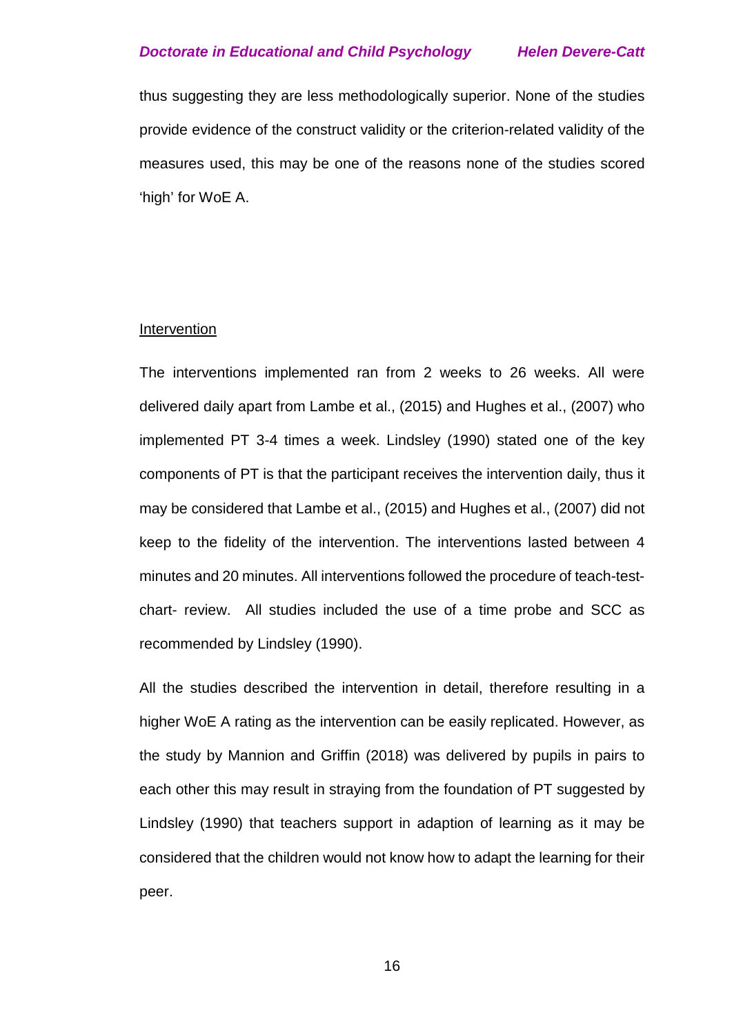thus suggesting they are less methodologically superior. None of the studies provide evidence of the construct validity or the criterion-related validity of the measures used, this may be one of the reasons none of the studies scored 'high' for WoE A.

Intervention

The interventions implemented ran from 2 weeks to 26 weeks. All were delivered daily apart from Lambe et al., (2015) and Hughes et al., (2007) who implemented PT 3-4 times a week. Lindsley (1990) stated one of the key components of PT is that the participant receives the intervention daily, thus it may be considered that Lambe et al., (2015) and Hughes et al., (2007) did not keep to the fidelity of the intervention. The interventions lasted between 4 minutes and 20 minutes. All interventions followed the procedure of teach-test-chart- review. All studies included the use of a time probe and SCC as recommended by Lindsley (1990).

All the studies described the intervention in detail, therefore resulting in a higher WoE A rating as the intervention can be easily replicated. However, as the study by Mannion and Griffin (2018) was delivered by pupils in pairs to each other this may result in straying from the foundation of PT suggested by Lindsley (1990) that teachers support in adaption of learning as it may be considered that the children would not know how to adapt the learning for their peer.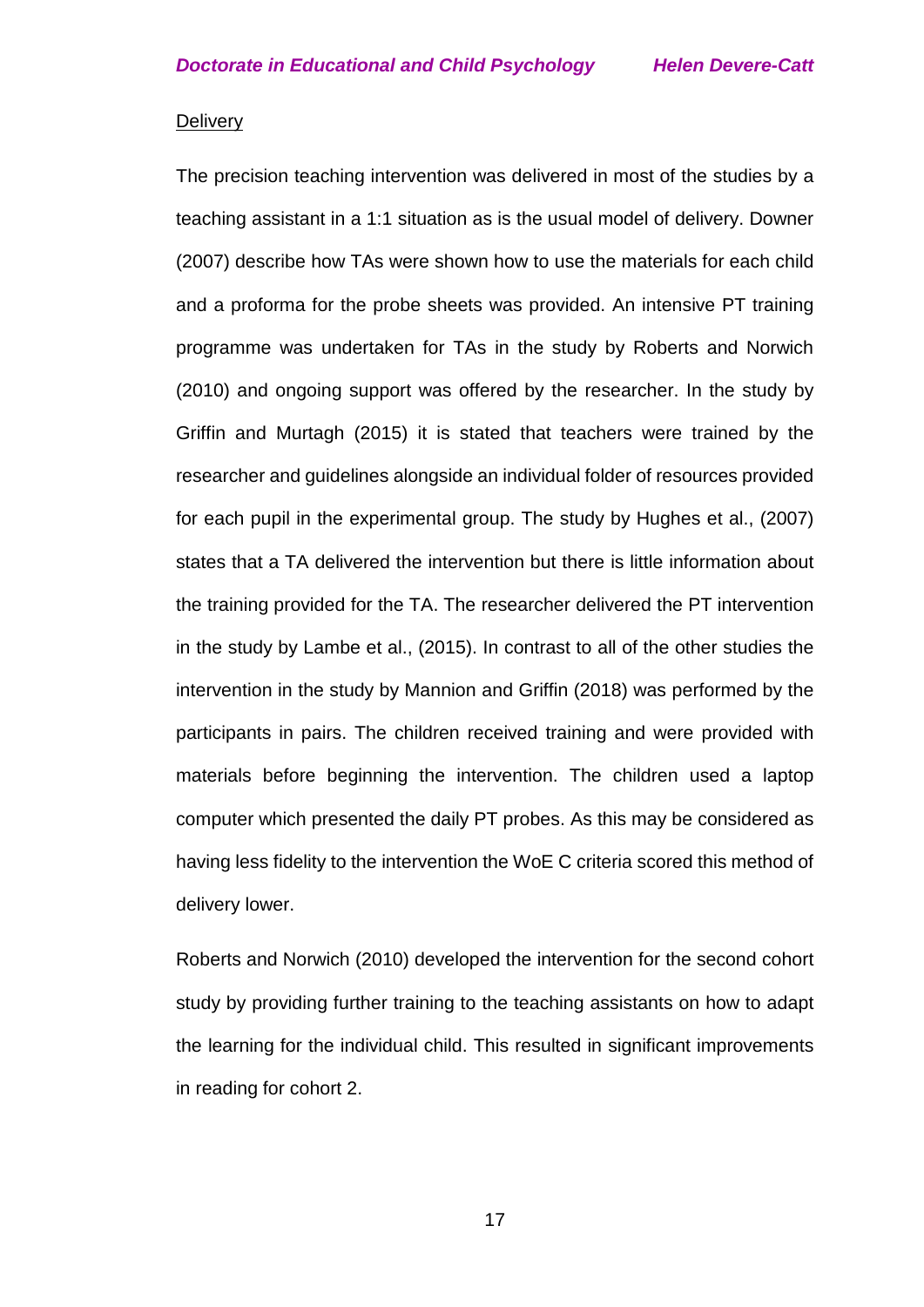Delivery

The precision teaching intervention was delivered in most of the studies by a teaching assistant in a 1:1 situation as is the usual model of delivery. Downer (2007) describe how TAs were shown how to use the materials for each child and a proforma for the probe sheets was provided. An intensive PT training programme was undertaken for TAs in the study by Roberts and Norwich (2010) and ongoing support was offered by the researcher. In the study by Griffin and Murtagh (2015) it is stated that teachers were trained by the researcher and guidelines alongside an individual folder of resources provided for each pupil in the experimental group. The study by Hughes et al., (2007) states that a TA delivered the intervention but there is little information about the training provided for the TA. The researcher delivered the PT intervention in the study by Lambe et al., (2015). In contrast to all of the other studies the intervention in the study by Mannion and Griffin (2018) was performed by the participants in pairs. The children received training and were provided with materials before beginning the intervention. The children used a laptop computer which presented the daily PT probes. As this may be considered as having less fidelity to the intervention the WoE C criteria scored this method of delivery lower.

Roberts and Norwich (2010) developed the intervention for the second cohort study by providing further training to the teaching assistants on how to adapt the learning for the individual child. This resulted in significant improvements in reading for cohort 2.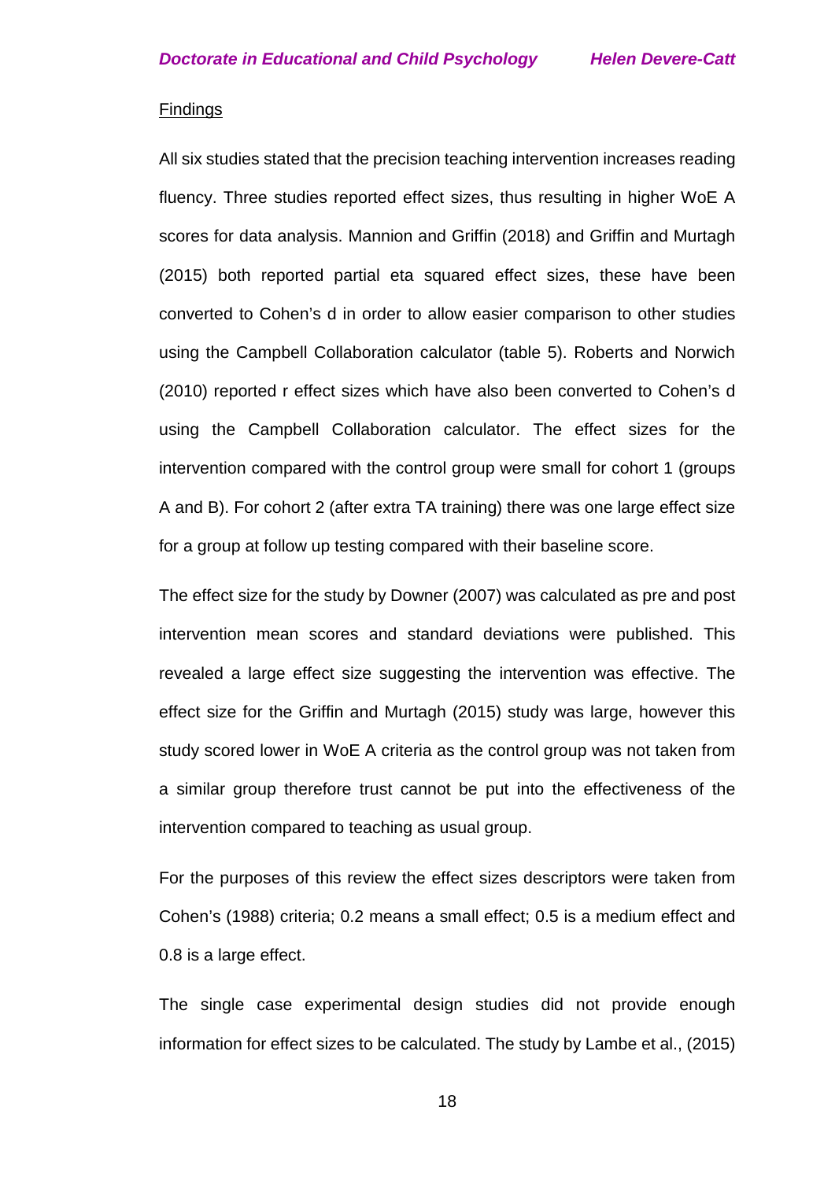<u>Findings</u>

All six studies stated that the precision teaching intervention increases reading fluency. Three studies reported effect sizes, thus resulting in higher WoE A scores for data analysis. Mannion and Griffin (2018) and Griffin and Murtagh (2015) both reported partial eta squared effect sizes, these have been converted to Cohen's d in order to allow easier comparison to other studies using the Campbell Collaboration calculator (table 5). Roberts and Norwich (2010) reported r effect sizes which have also been converted to Cohen's d using the Campbell Collaboration calculator. The effect sizes for the intervention compared with the control group were small for cohort 1 (groups A and B). For cohort 2 (after extra TA training) there was one large effect size for a group at follow up testing compared with their baseline score.

The effect size for the study by Downer (2007) was calculated as pre and post intervention mean scores and standard deviations were published. This revealed a large effect size suggesting the intervention was effective. The effect size for the Griffin and Murtagh (2015) study was large, however this study scored lower in WoE A criteria as the control group was not taken from a similar group therefore trust cannot be put into the effectiveness of the intervention compared to teaching as usual group.

For the purposes of this review the effect sizes descriptors were taken from Cohen's (1988) criteria; 0.2 means a small effect; 0.5 is a medium effect and 0.8 is a large effect.

The single case experimental design studies did not provide enough information for effect sizes to be calculated. The study by Lambe et al., (2015)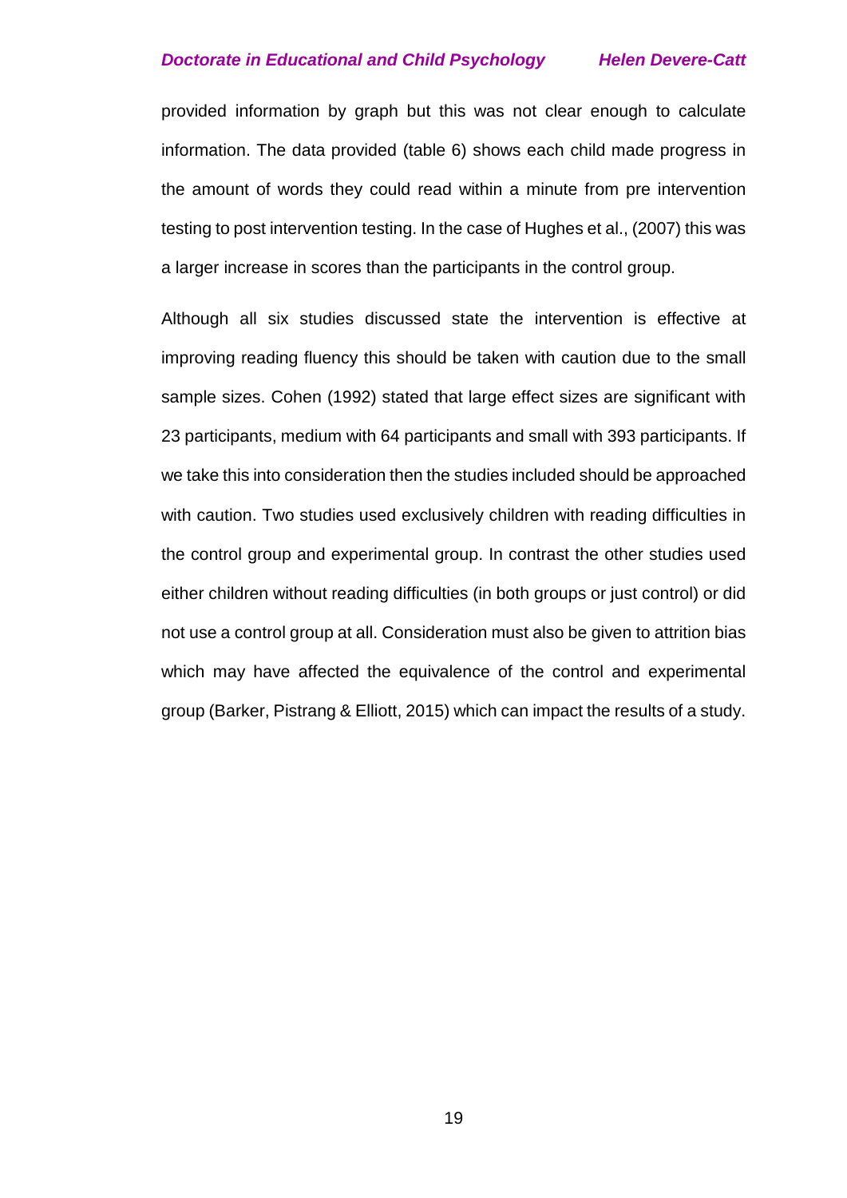provided information by graph but this was not clear enough to calculate information. The data provided (table 6) shows each child made progress in the amount of words they could read within a minute from pre intervention testing to post intervention testing. In the case of Hughes et al., (2007) this was a larger increase in scores than the participants in the control group.

Although all six studies discussed state the intervention is effective at improving reading fluency this should be taken with caution due to the small sample sizes. Cohen (1992) stated that large effect sizes are significant with 23 participants, medium with 64 participants and small with 393 participants. If we take this into consideration then the studies included should be approached with caution. Two studies used exclusively children with reading difficulties in the control group and experimental group. In contrast the other studies used either children without reading difficulties (in both groups or just control) or did not use a control group at all. Consideration must also be given to attrition bias which may have affected the equivalence of the control and experimental group (Barker, Pistrang & Elliott, 2015) which can impact the results of a study.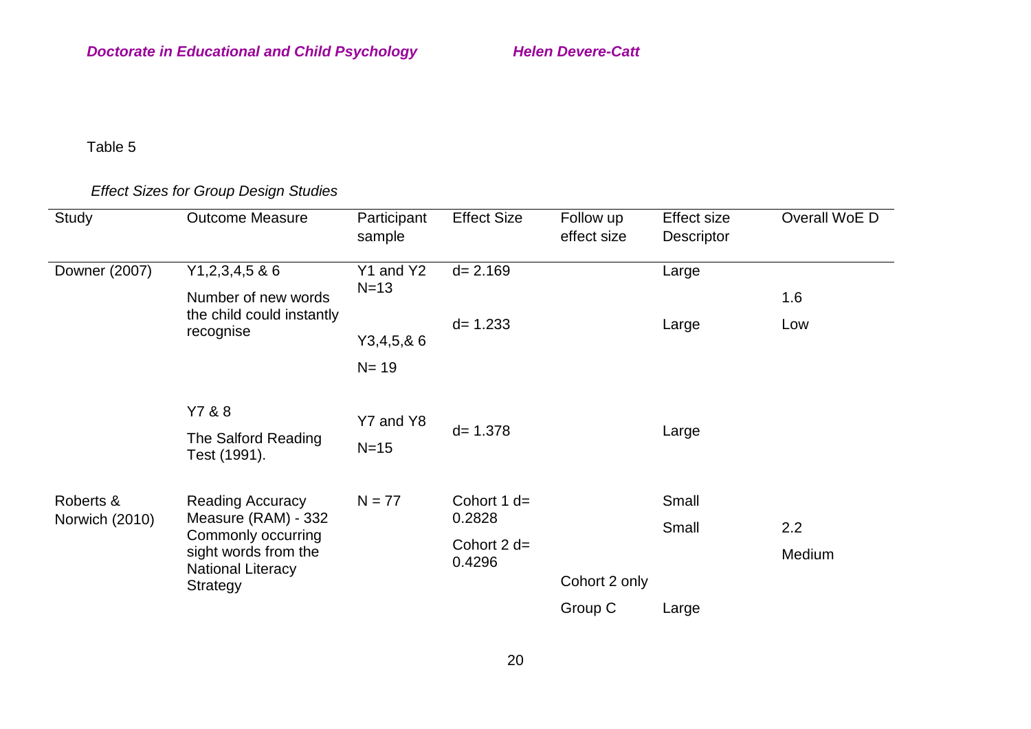Table 5

*Effect Sizes for Group Design Studies*

| Study | Outcome Measure | Participant sample | Effect Size | Follow up effect size | Effect size Descriptor | Overall WoE D |
|---|---|---|---|---|---|---|
| Downer (2007) | Y1,2,3,4,5 & 6 Number of new words the child could instantly recognise | Y1 and Y2 N=13 | d= 2.169 | | Large | 1.6 Low |
| | | Y3,4,5,& 6 N= 19 | d= 1.233 | | Large | |
| | Y7 & 8 The Salford Reading Test (1991). | Y7 and Y8 N=15 | d= 1.378 | | Large | |
| Roberts & Norwich (2010) | Reading Accuracy Measure (RAM) - 332 Commonly occurring sight words from the National Literacy Strategy | N = 77 | Cohort 1 d= 0.2828 | | Small | 2.2 Medium |
| | | | Cohort 2 d= 0.4296 | | Small | |
| | | | | Cohort 2 only Group C | Large | |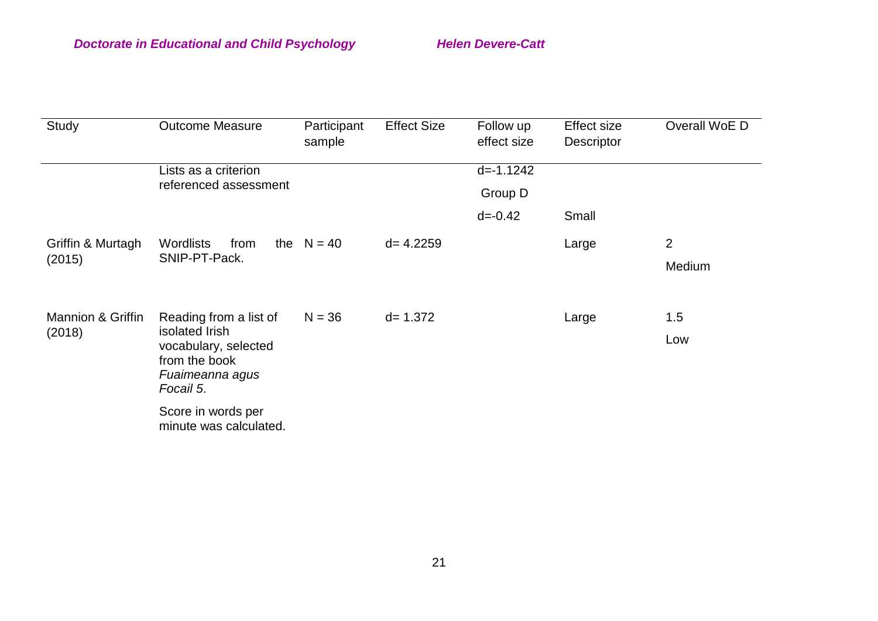| Study | Outcome Measure | Participant sample | Effect Size | Follow up effect size | Effect size Descriptor | Overall WoE D |
|---|---|---|---|---|---|---|
| | Lists as a criterion referenced assessment | | | d=-1.1242 Group D d=-0.42 | Small | |
| Griffin & Murtagh (2015) | Wordlists from the SNIP-PT-Pack. | N = 40 | d= 4.2259 | | Large | 2 Medium |
| Mannion & Griffin (2018) | Reading from a list of isolated Irish vocabulary, selected from the book *Fuaimeanna agus Focail 5*. Score in words per minute was calculated. | N = 36 | d= 1.372 | | Large | 1.5 Low |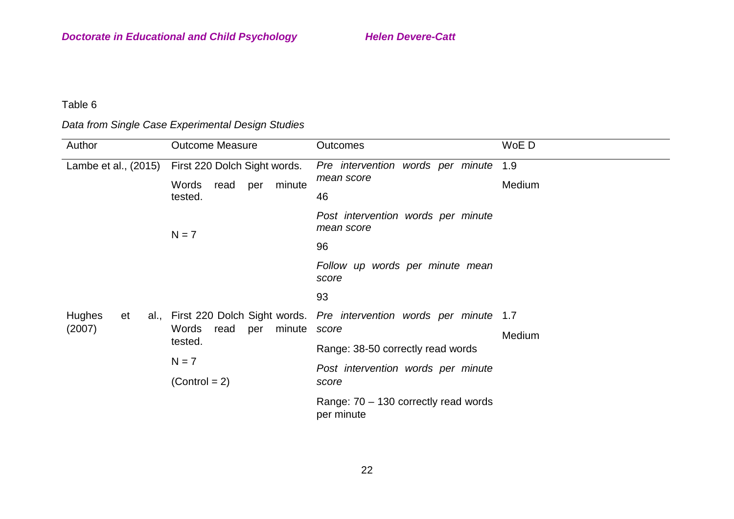Table 6

*Data from Single Case Experimental Design Studies*

| Author | Outcome Measure | Outcomes | WoE D |
| --- | --- | --- | --- |
| Lambe et al., (2015) | First 220 Dolch Sight words.<br>Words read per minute tested.<br><br>N = 7 | *Pre intervention words per minute mean score*<br>46<br>*Post intervention words per minute mean score*<br>96<br>*Follow up words per minute mean score*<br>93 | 1.9<br>Medium |
| Hughes et al., (2007) | First 220 Dolch Sight words. Words read per minute tested.<br>N = 7<br>(Control = 2) | *Pre intervention words per minute score*<br>Range: 38-50 correctly read words<br>*Post intervention words per minute score*<br>Range: 70 – 130 correctly read words per minute | 1.7<br>Medium |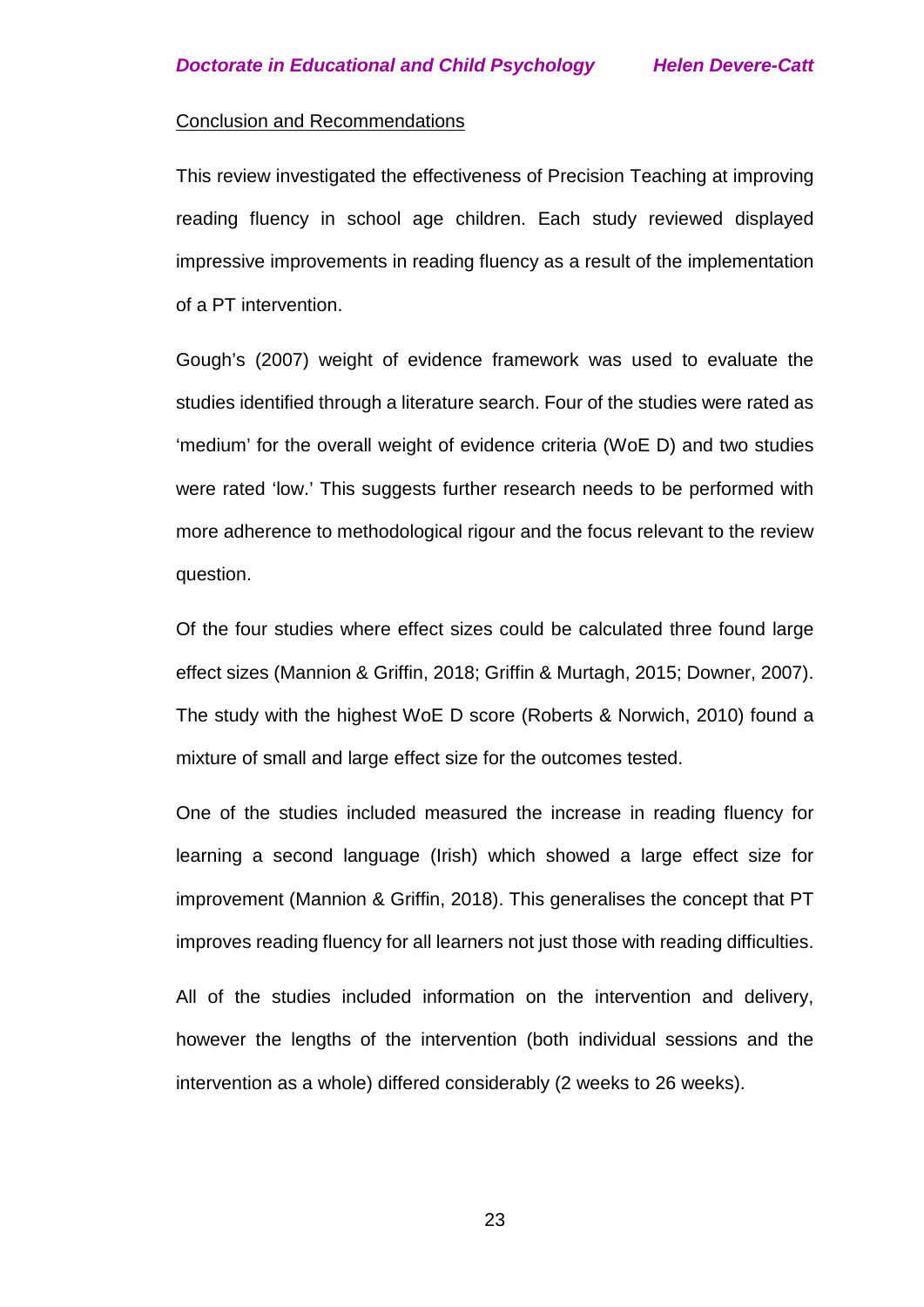## Conclusion and Recommendations

This review investigated the effectiveness of Precision Teaching at improving reading fluency in school age children. Each study reviewed displayed impressive improvements in reading fluency as a result of the implementation of a PT intervention.

Gough's (2007) weight of evidence framework was used to evaluate the studies identified through a literature search. Four of the studies were rated as 'medium' for the overall weight of evidence criteria (WoE D) and two studies were rated 'low.' This suggests further research needs to be performed with more adherence to methodological rigour and the focus relevant to the review question.

Of the four studies where effect sizes could be calculated three found large effect sizes (Mannion & Griffin, 2018; Griffin & Murtagh, 2015; Downer, 2007). The study with the highest WoE D score (Roberts & Norwich, 2010) found a mixture of small and large effect size for the outcomes tested.

One of the studies included measured the increase in reading fluency for learning a second language (Irish) which showed a large effect size for improvement (Mannion & Griffin, 2018). This generalises the concept that PT improves reading fluency for all learners not just those with reading difficulties.

All of the studies included information on the intervention and delivery, however the lengths of the intervention (both individual sessions and the intervention as a whole) differed considerably (2 weeks to 26 weeks).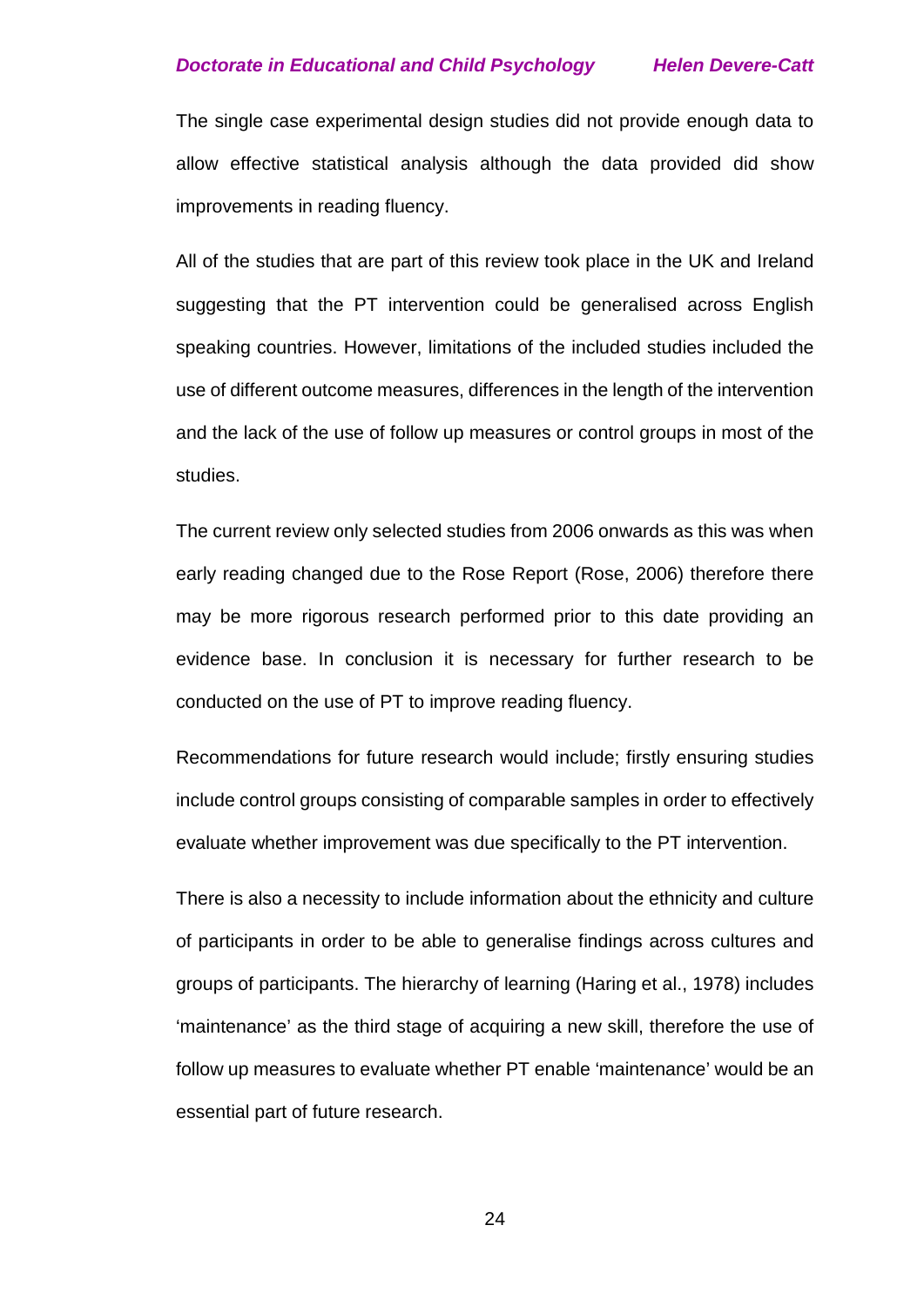The single case experimental design studies did not provide enough data to allow effective statistical analysis although the data provided did show improvements in reading fluency.

All of the studies that are part of this review took place in the UK and Ireland suggesting that the PT intervention could be generalised across English speaking countries. However, limitations of the included studies included the use of different outcome measures, differences in the length of the intervention and the lack of the use of follow up measures or control groups in most of the studies.

The current review only selected studies from 2006 onwards as this was when early reading changed due to the Rose Report (Rose, 2006) therefore there may be more rigorous research performed prior to this date providing an evidence base. In conclusion it is necessary for further research to be conducted on the use of PT to improve reading fluency.

Recommendations for future research would include; firstly ensuring studies include control groups consisting of comparable samples in order to effectively evaluate whether improvement was due specifically to the PT intervention.

There is also a necessity to include information about the ethnicity and culture of participants in order to be able to generalise findings across cultures and groups of participants. The hierarchy of learning (Haring et al., 1978) includes 'maintenance' as the third stage of acquiring a new skill, therefore the use of follow up measures to evaluate whether PT enable 'maintenance' would be an essential part of future research.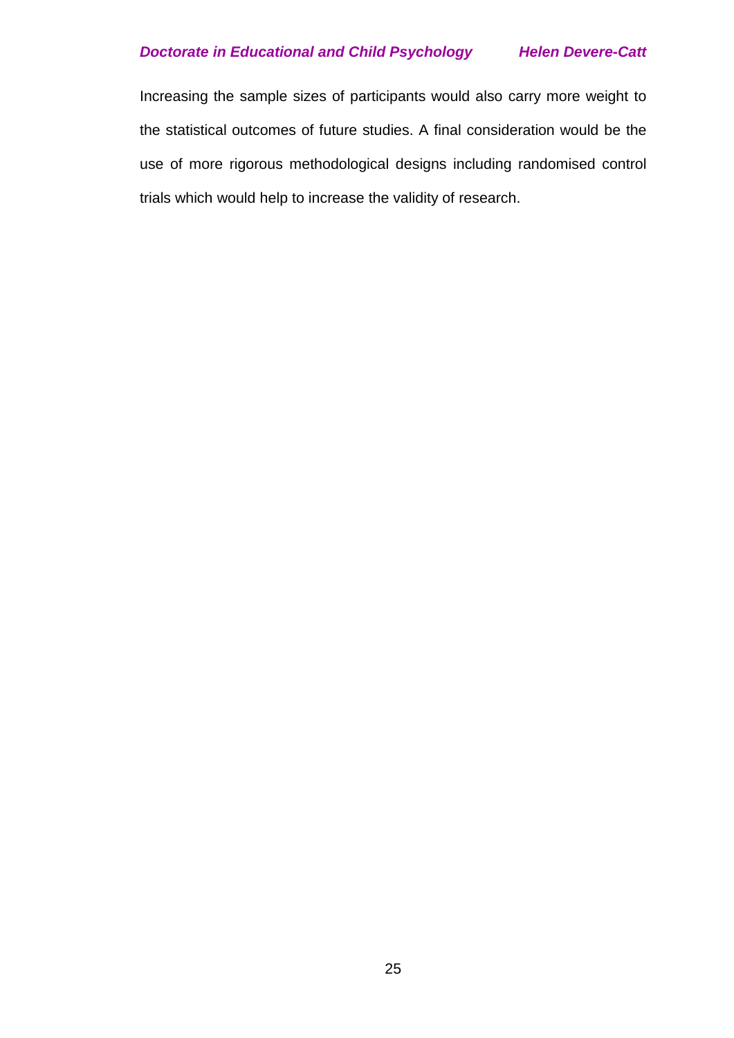Increasing the sample sizes of participants would also carry more weight to the statistical outcomes of future studies. A final consideration would be the use of more rigorous methodological designs including randomised control trials which would help to increase the validity of research.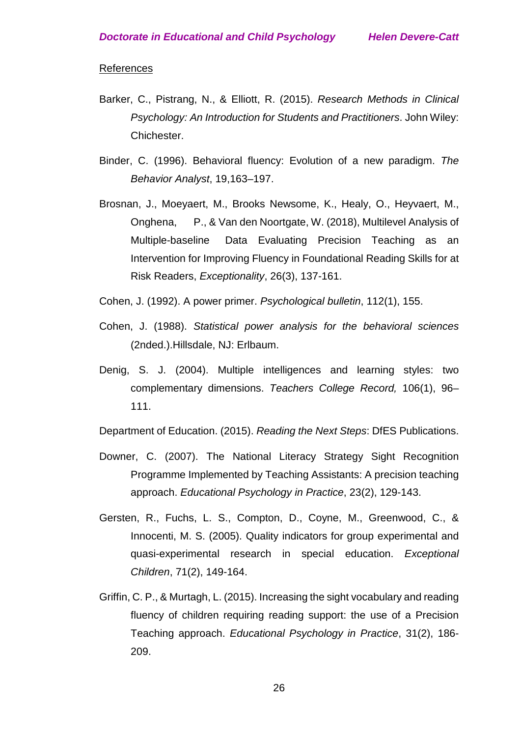References

Barker, C., Pistrang, N., & Elliott, R. (2015). *Research Methods in Clinical Psychology: An Introduction for Students and Practitioners*. John Wiley: Chichester.

Binder, C. (1996). Behavioral fluency: Evolution of a new paradigm. *The Behavior Analyst*, 19,163–197.

Brosnan, J., Moeyaert, M., Brooks Newsome, K., Healy, O., Heyvaert, M., Onghena, P., & Van den Noortgate, W. (2018), Multilevel Analysis of Multiple-baseline Data Evaluating Precision Teaching as an Intervention for Improving Fluency in Foundational Reading Skills for at Risk Readers, *Exceptionality*, 26(3), 137-161.

Cohen, J. (1992). A power primer. *Psychological bulletin*, 112(1), 155.

Cohen, J. (1988). *Statistical power analysis for the behavioral sciences* (2nded.).Hillsdale, NJ: Erlbaum.

Denig, S. J. (2004). Multiple intelligences and learning styles: two complementary dimensions. *Teachers College Record,* 106(1), 96–111.

Department of Education. (2015). *Reading the Next Steps*: DfES Publications.

Downer, C. (2007). The National Literacy Strategy Sight Recognition Programme Implemented by Teaching Assistants: A precision teaching approach. *Educational Psychology in Practice*, 23(2), 129-143.

Gersten, R., Fuchs, L. S., Compton, D., Coyne, M., Greenwood, C., & Innocenti, M. S. (2005). Quality indicators for group experimental and quasi-experimental research in special education. *Exceptional Children*, 71(2), 149-164.

Griffin, C. P., & Murtagh, L. (2015). Increasing the sight vocabulary and reading fluency of children requiring reading support: the use of a Precision Teaching approach. *Educational Psychology in Practice*, 31(2), 186-209.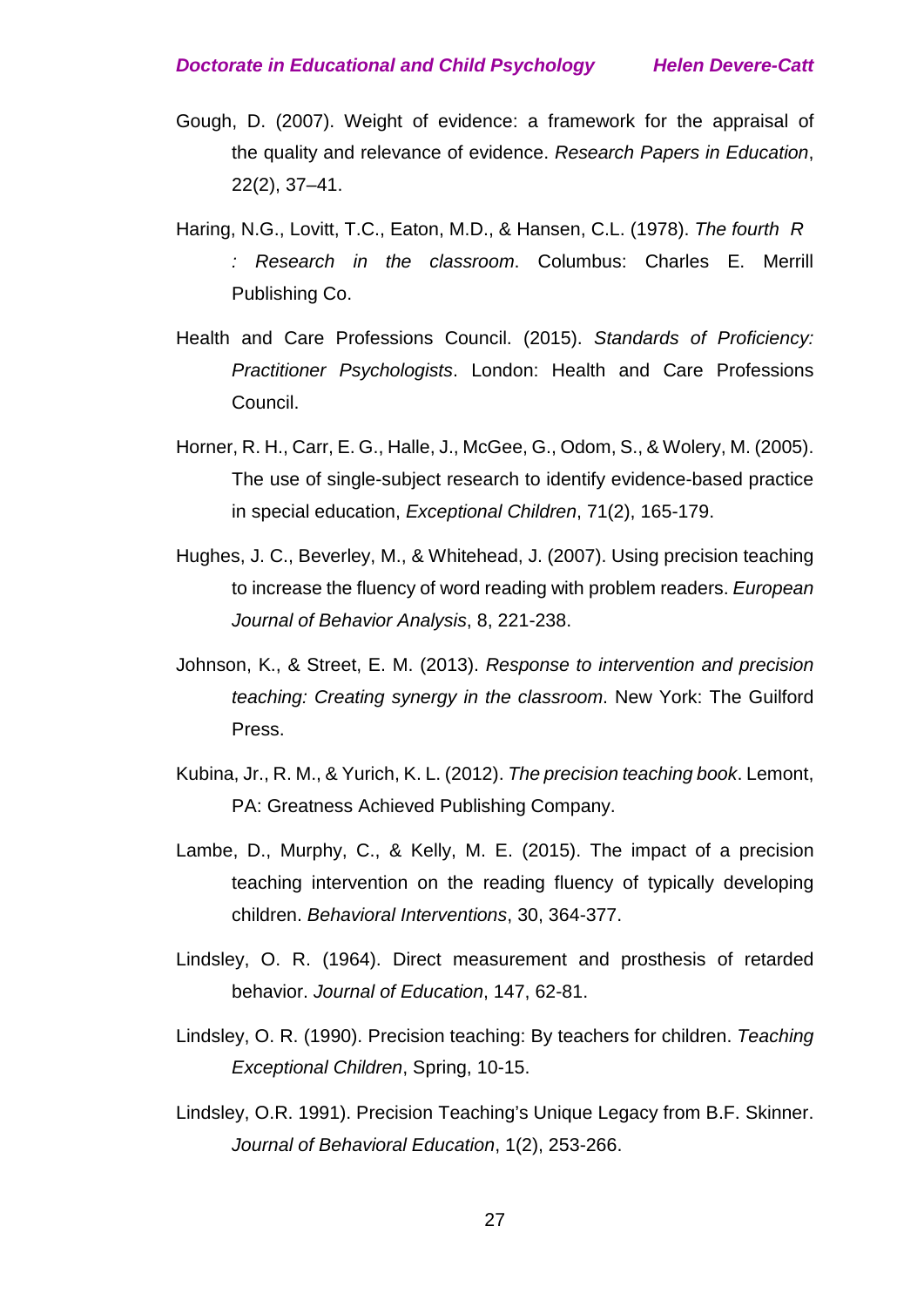Gough, D. (2007). Weight of evidence: a framework for the appraisal of the quality and relevance of evidence. *Research Papers in Education*, 22(2), 37–41.

Haring, N.G., Lovitt, T.C., Eaton, M.D., & Hansen, C.L. (1978). *The fourth R : Research in the classroom*. Columbus: Charles E. Merrill Publishing Co.

Health and Care Professions Council. (2015). *Standards of Proficiency: Practitioner Psychologists*. London: Health and Care Professions Council.

Horner, R. H., Carr, E. G., Halle, J., McGee, G., Odom, S., & Wolery, M. (2005). The use of single-subject research to identify evidence-based practice in special education, *Exceptional Children*, 71(2), 165-179.

Hughes, J. C., Beverley, M., & Whitehead, J. (2007). Using precision teaching to increase the fluency of word reading with problem readers. *European Journal of Behavior Analysis*, 8, 221-238.

Johnson, K., & Street, E. M. (2013). *Response to intervention and precision teaching: Creating synergy in the classroom*. New York: The Guilford Press.

Kubina, Jr., R. M., & Yurich, K. L. (2012). *The precision teaching book*. Lemont, PA: Greatness Achieved Publishing Company.

Lambe, D., Murphy, C., & Kelly, M. E. (2015). The impact of a precision teaching intervention on the reading fluency of typically developing children. *Behavioral Interventions*, 30, 364-377.

Lindsley, O. R. (1964). Direct measurement and prosthesis of retarded behavior. *Journal of Education*, 147, 62-81.

Lindsley, O. R. (1990). Precision teaching: By teachers for children. *Teaching Exceptional Children*, Spring, 10-15.

Lindsley, O.R. 1991). Precision Teaching's Unique Legacy from B.F. Skinner. *Journal of Behavioral Education*, 1(2), 253-266.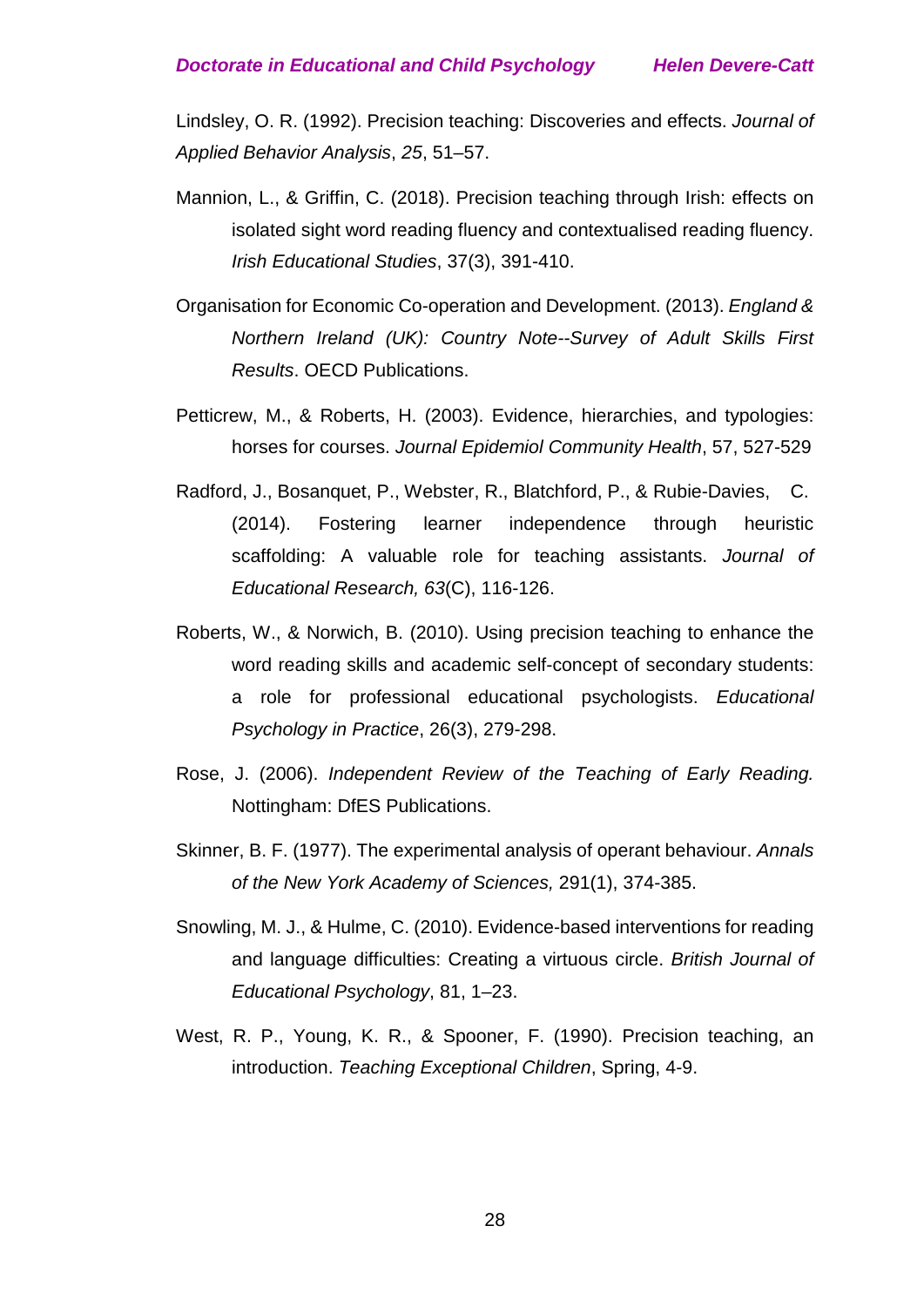Lindsley, O. R. (1992). Precision teaching: Discoveries and effects. *Journal of Applied Behavior Analysis*, *25*, 51–57.

Mannion, L., & Griffin, C. (2018). Precision teaching through Irish: effects on isolated sight word reading fluency and contextualised reading fluency. *Irish Educational Studies*, 37(3), 391-410.

Organisation for Economic Co-operation and Development. (2013). *England & Northern Ireland (UK): Country Note--Survey of Adult Skills First Results*. OECD Publications.

Petticrew, M., & Roberts, H. (2003). Evidence, hierarchies, and typologies: horses for courses. *Journal Epidemiol Community Health*, 57, 527-529

Radford, J., Bosanquet, P., Webster, R., Blatchford, P., & Rubie-Davies, C. (2014). Fostering learner independence through heuristic scaffolding: A valuable role for teaching assistants. *Journal of Educational Research, 63*(C), 116-126.

Roberts, W., & Norwich, B. (2010). Using precision teaching to enhance the word reading skills and academic self-concept of secondary students: a role for professional educational psychologists. *Educational Psychology in Practice*, 26(3), 279-298.

Rose, J. (2006). *Independent Review of the Teaching of Early Reading.* Nottingham: DfES Publications.

Skinner, B. F. (1977). The experimental analysis of operant behaviour. *Annals of the New York Academy of Sciences,* 291(1), 374-385.

Snowling, M. J., & Hulme, C. (2010). Evidence-based interventions for reading and language difficulties: Creating a virtuous circle. *British Journal of Educational Psychology*, 81, 1–23.

West, R. P., Young, K. R., & Spooner, F. (1990). Precision teaching, an introduction. *Teaching Exceptional Children*, Spring, 4-9.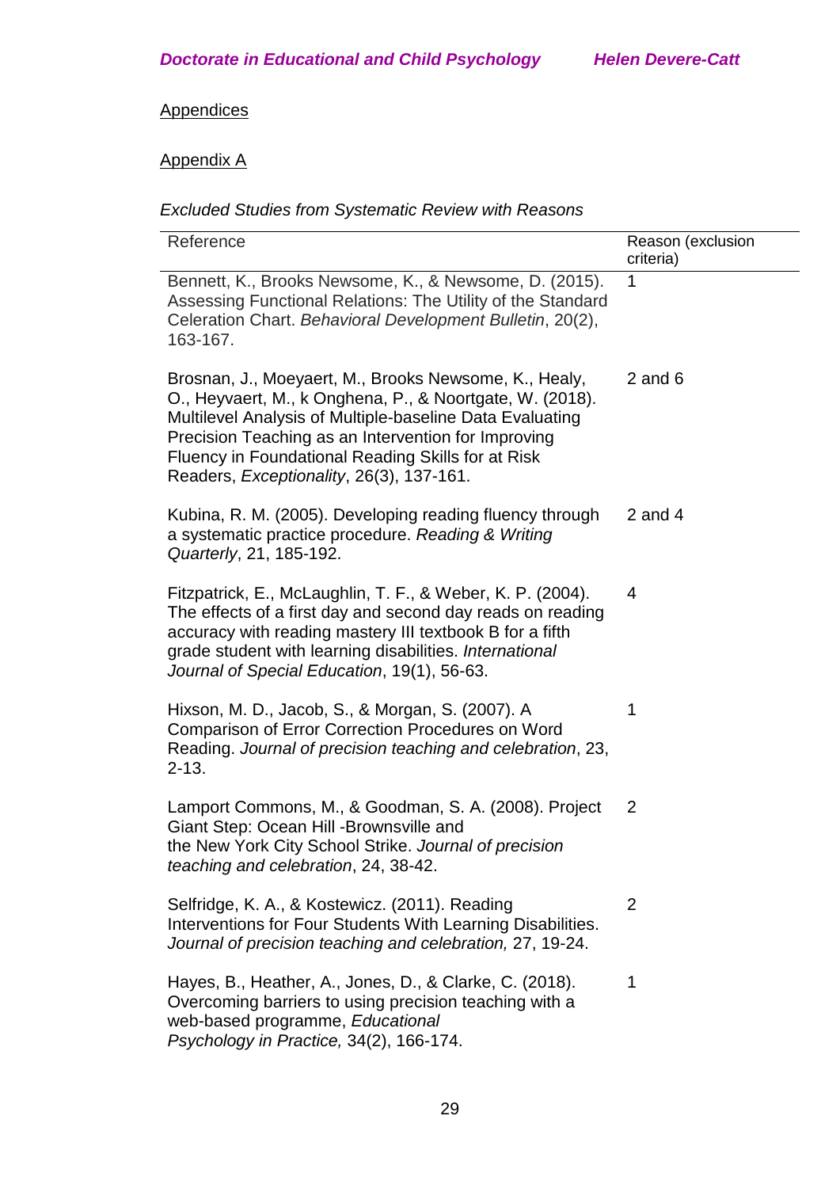Appendices

Appendix A

*Excluded Studies from Systematic Review with Reasons*

| Reference | Reason (exclusion criteria) |
|---|---|
| Bennett, K., Brooks Newsome, K., & Newsome, D. (2015). Assessing Functional Relations: The Utility of the Standard Celeration Chart. *Behavioral Development Bulletin*, 20(2), 163-167. | 1 |
| Brosnan, J., Moeyaert, M., Brooks Newsome, K., Healy, O., Heyvaert, M., k Onghena, P., & Noortgate, W. (2018). Multilevel Analysis of Multiple-baseline Data Evaluating Precision Teaching as an Intervention for Improving Fluency in Foundational Reading Skills for at Risk Readers, *Exceptionality*, 26(3), 137-161. | 2 and 6 |
| Kubina, R. M. (2005). Developing reading fluency through a systematic practice procedure. *Reading & Writing Quarterly*, 21, 185-192. | 2 and 4 |
| Fitzpatrick, E., McLaughlin, T. F., & Weber, K. P. (2004). The effects of a first day and second day reads on reading accuracy with reading mastery III textbook B for a fifth grade student with learning disabilities. *International Journal of Special Education*, 19(1), 56-63. | 4 |
| Hixson, M. D., Jacob, S., & Morgan, S. (2007). A Comparison of Error Correction Procedures on Word Reading. *Journal of precision teaching and celebration*, 23, 2-13. | 1 |
| Lamport Commons, M., & Goodman, S. A. (2008). Project Giant Step: Ocean Hill -Brownsville and the New York City School Strike. *Journal of precision teaching and celebration*, 24, 38-42. | 2 |
| Selfridge, K. A., & Kostewicz. (2011). Reading Interventions for Four Students With Learning Disabilities. *Journal of precision teaching and celebration,* 27, 19-24. | 2 |
| Hayes, B., Heather, A., Jones, D., & Clarke, C. (2018). Overcoming barriers to using precision teaching with a web-based programme, *Educational Psychology in Practice,* 34(2), 166-174. | 1 |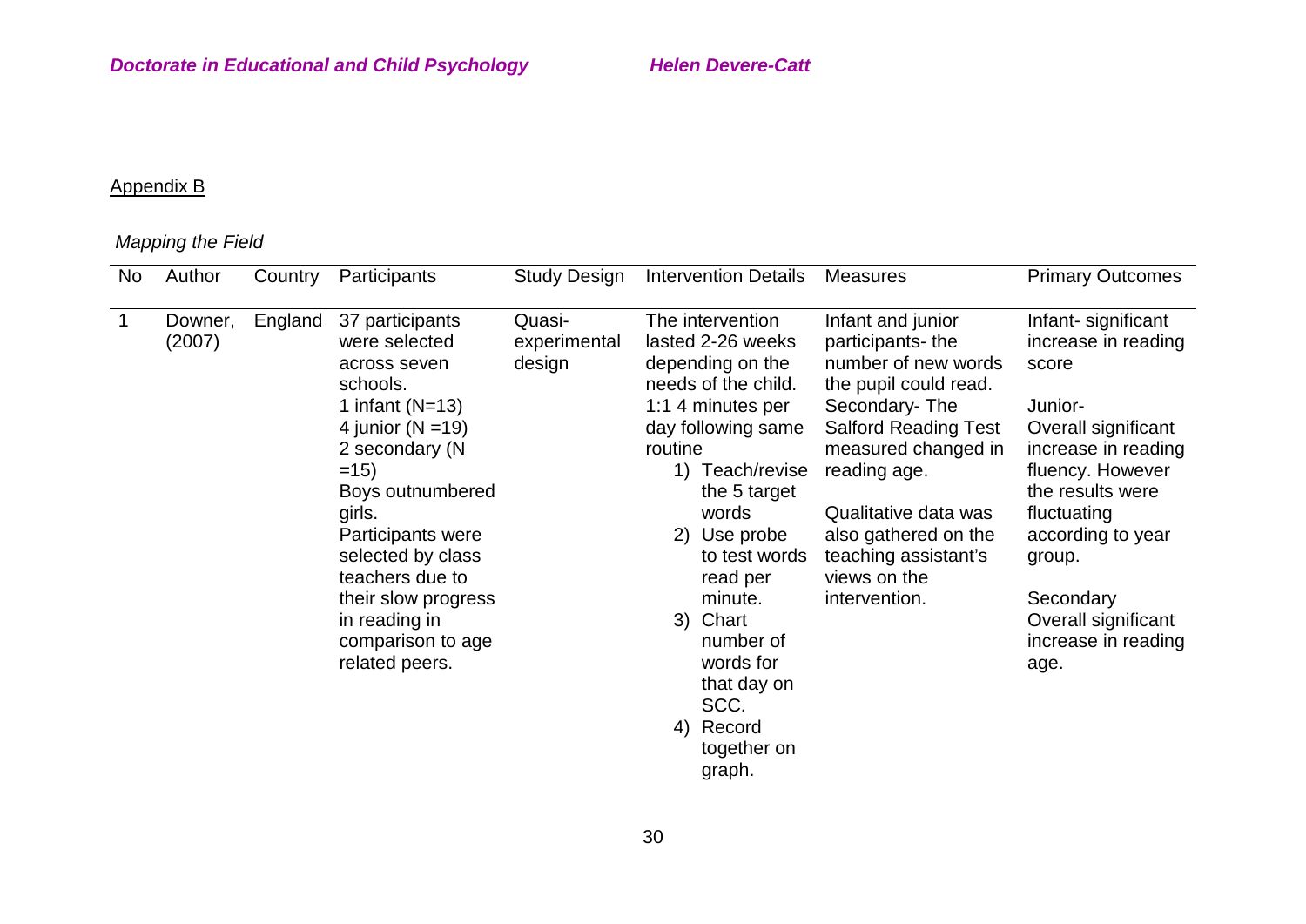Appendix B

*Mapping the Field*

| No | Author | Country | Participants | Study Design | Intervention Details | Measures | Primary Outcomes |
|---|---|---|---|---|---|---|---|
| 1 | Downer, (2007) | England | 37 participants were selected across seven schools.<br>1 infant (N=13)<br>4 junior (N =19)<br>2 secondary (N =15)<br>Boys outnumbered girls.<br>Participants were selected by class teachers due to their slow progress in reading in comparison to age related peers. | Quasi-experimental design | The intervention lasted 2-26 weeks depending on the needs of the child.<br>1:1 4 minutes per day following same routine<br>1) Teach/revise the 5 target words<br>2) Use probe to test words read per minute.<br>3) Chart number of words for that day on SCC.<br>4) Record together on graph. | Infant and junior participants- the number of new words the pupil could read.<br>Secondary- The Salford Reading Test measured changed in reading age.<br><br>Qualitative data was also gathered on the teaching assistant's views on the intervention. | Infant- significant increase in reading score<br><br>Junior-<br>Overall significant increase in reading fluency. However the results were fluctuating according to year group.<br><br>Secondary<br>Overall significant increase in reading age. |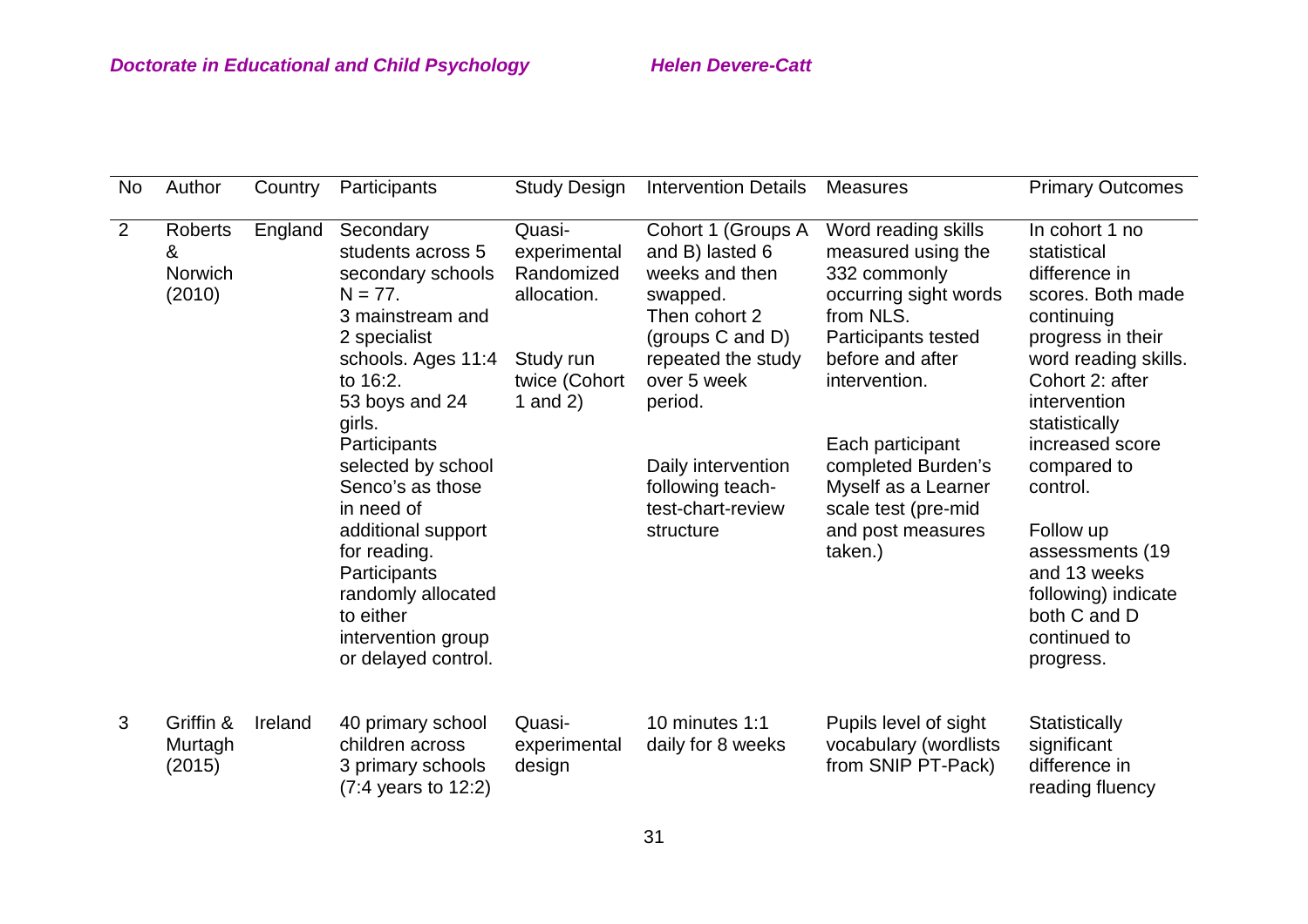| No | Author | Country | Participants | Study Design | Intervention Details | Measures | Primary Outcomes |
|---|---|---|---|---|---|---|---|
| 2 | Roberts & Norwich (2010) | England | Secondary students across 5 secondary schools N = 77. 3 mainstream and 2 specialist schools. Ages 11:4 to 16:2. 53 boys and 24 girls. Participants selected by school Senco's as those in need of additional support for reading. Participants randomly allocated to either intervention group or delayed control. | Quasi-experimental Randomized allocation. Study run twice (Cohort 1 and 2) | Cohort 1 (Groups A and B) lasted 6 weeks and then swapped. Then cohort 2 (groups C and D) repeated the study over 5 week period. Daily intervention following teach-test-chart-review structure | Word reading skills measured using the 332 commonly occurring sight words from NLS. Participants tested before and after intervention. Each participant completed Burden's Myself as a Learner scale test (pre-mid and post measures taken.) | In cohort 1 no statistical difference in scores. Both made continuing progress in their word reading skills. Cohort 2: after intervention statistically increased score compared to control. Follow up assessments (19 and 13 weeks following) indicate both C and D continued to progress. |
| 3 | Griffin & Murtagh (2015) | Ireland | 40 primary school children across 3 primary schools (7:4 years to 12:2) | Quasi-experimental design | 10 minutes 1:1 daily for 8 weeks | Pupils level of sight vocabulary (wordlists from SNIP PT-Pack) | Statistically significant difference in reading fluency |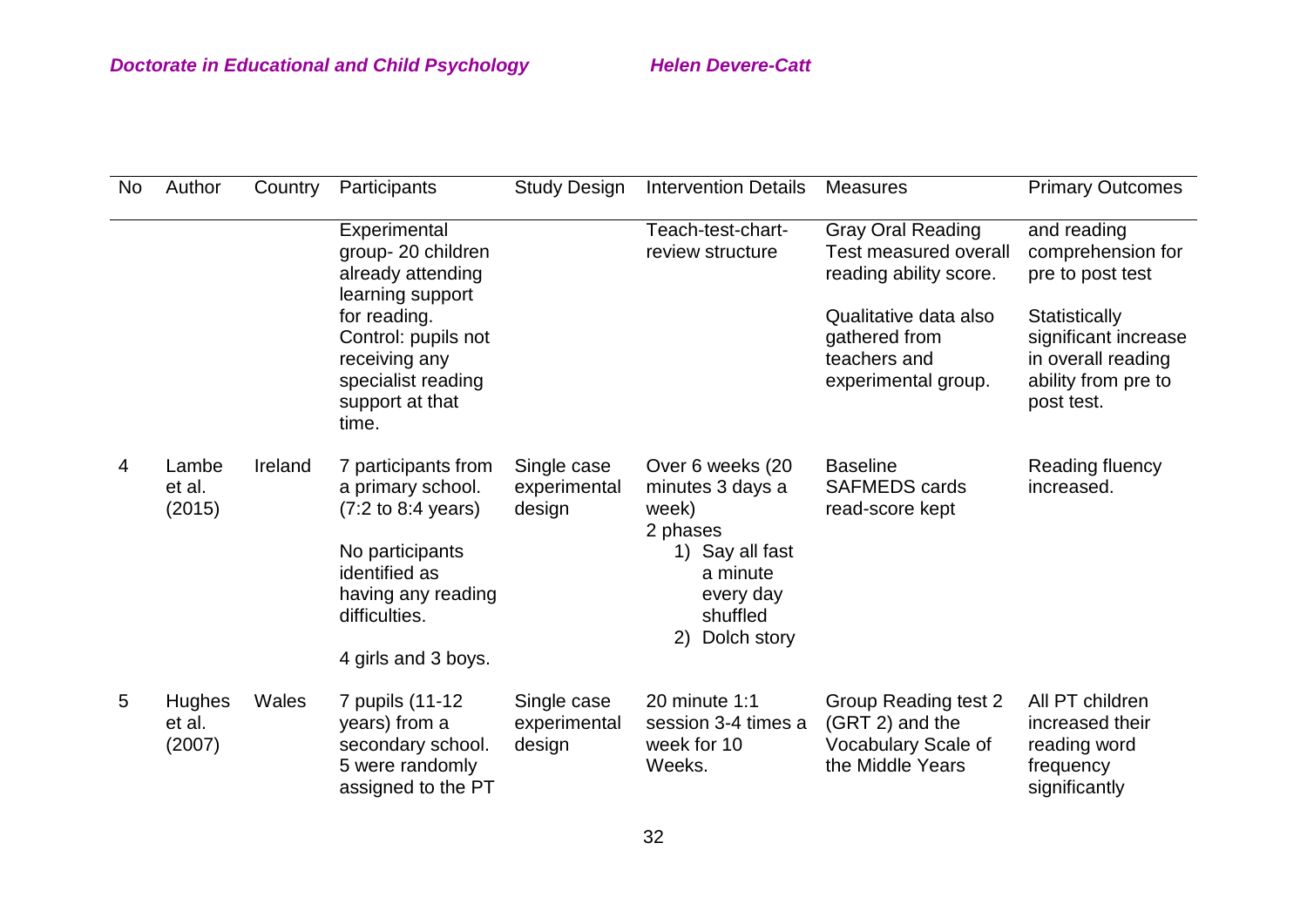| No | Author | Country | Participants | Study Design | Intervention Details | Measures | Primary Outcomes |
|---|---|---|---|---|---|---|---|
| | | | Experimental group- 20 children already attending learning support for reading. Control: pupils not receiving any specialist reading support at that time. | | Teach-test-chart-review structure | Gray Oral Reading Test measured overall reading ability score. Qualitative data also gathered from teachers and experimental group. | and reading comprehension for pre to post test Statistically significant increase in overall reading ability from pre to post test. |
| 4 | Lambe et al. (2015) | Ireland | 7 participants from a primary school. (7:2 to 8:4 years) No participants identified as having any reading difficulties. 4 girls and 3 boys. | Single case experimental design | Over 6 weeks (20 minutes 3 days a week) 2 phases 1) Say all fast a minute every day shuffled 2) Dolch story | Baseline SAFMEDS cards read-score kept | Reading fluency increased. |
| 5 | Hughes et al. (2007) | Wales | 7 pupils (11-12 years) from a secondary school. 5 were randomly assigned to the PT | Single case experimental design | 20 minute 1:1 session 3-4 times a week for 10 Weeks. | Group Reading test 2 (GRT 2) and the Vocabulary Scale of the Middle Years | All PT children increased their reading word frequency significantly |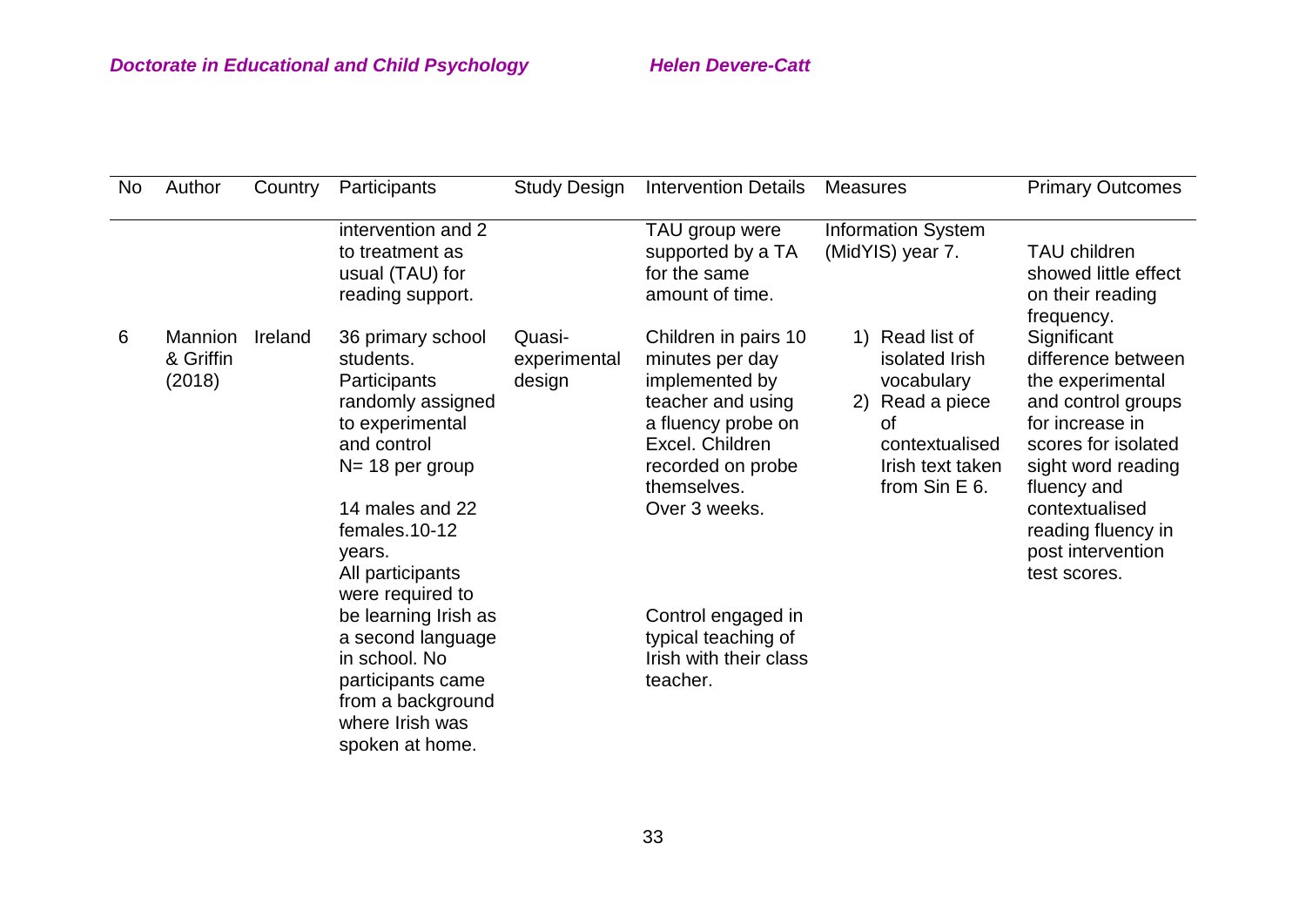| No | Author | Country | Participants | Study Design | Intervention Details | Measures | Primary Outcomes |
|---|---|---|---|---|---|---|---|
| | | | intervention and 2 to treatment as usual (TAU) for reading support. | | TAU group were supported by a TA for the same amount of time. | Information System (MidYIS) year 7. | TAU children showed little effect on their reading frequency. |
| 6 | Mannion & Griffin (2018) | Ireland | 36 primary school students. Participants randomly assigned to experimental and control N= 18 per group<br><br>14 males and 22 females.10-12 years.<br>All participants were required to be learning Irish as a second language in school. No participants came from a background where Irish was spoken at home. | Quasi-experimental design | Children in pairs 10 minutes per day implemented by teacher and using a fluency probe on Excel. Children recorded on probe themselves.<br>Over 3 weeks.<br><br>Control engaged in typical teaching of Irish with their class teacher. | 1) Read list of isolated Irish vocabulary<br>2) Read a piece of contextualised Irish text taken from Sin E 6. | Significant difference between the experimental and control groups for increase in scores for isolated sight word reading fluency and contextualised reading fluency in post intervention test scores. |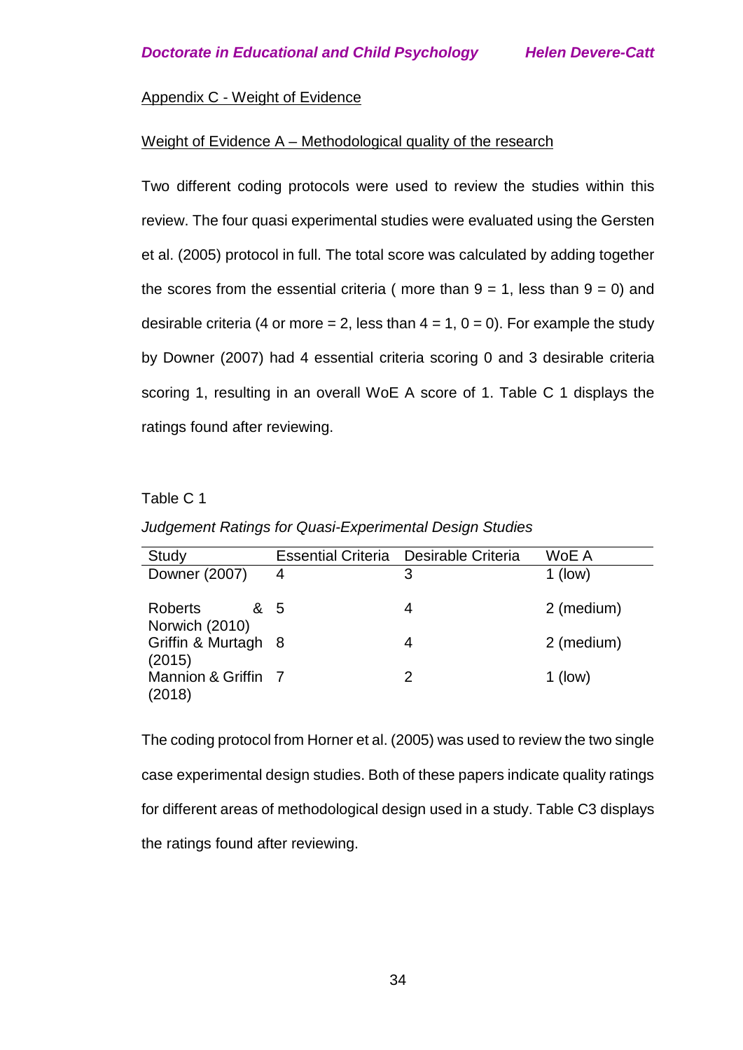## Appendix C - Weight of Evidence

### Weight of Evidence A – Methodological quality of the research

Two different coding protocols were used to review the studies within this review. The four quasi experimental studies were evaluated using the Gersten et al. (2005) protocol in full. The total score was calculated by adding together the scores from the essential criteria ( more than 9 = 1, less than 9 = 0) and desirable criteria (4 or more = 2, less than 4 = 1, 0 = 0). For example the study by Downer (2007) had 4 essential criteria scoring 0 and 3 desirable criteria scoring 1, resulting in an overall WoE A score of 1. Table C 1 displays the ratings found after reviewing.

Table C 1

*Judgement Ratings for Quasi-Experimental Design Studies*

| Study | Essential Criteria | Desirable Criteria | WoE A |
|---|---|---|---|
| Downer (2007) | 4 | 3 | 1 (low) |
| Roberts & Norwich (2010) | 5 | 4 | 2 (medium) |
| Griffin & Murtagh (2015) | 8 | 4 | 2 (medium) |
| Mannion & Griffin (2018) | 7 | 2 | 1 (low) |

The coding protocol from Horner et al. (2005) was used to review the two single case experimental design studies. Both of these papers indicate quality ratings for different areas of methodological design used in a study. Table C3 displays the ratings found after reviewing.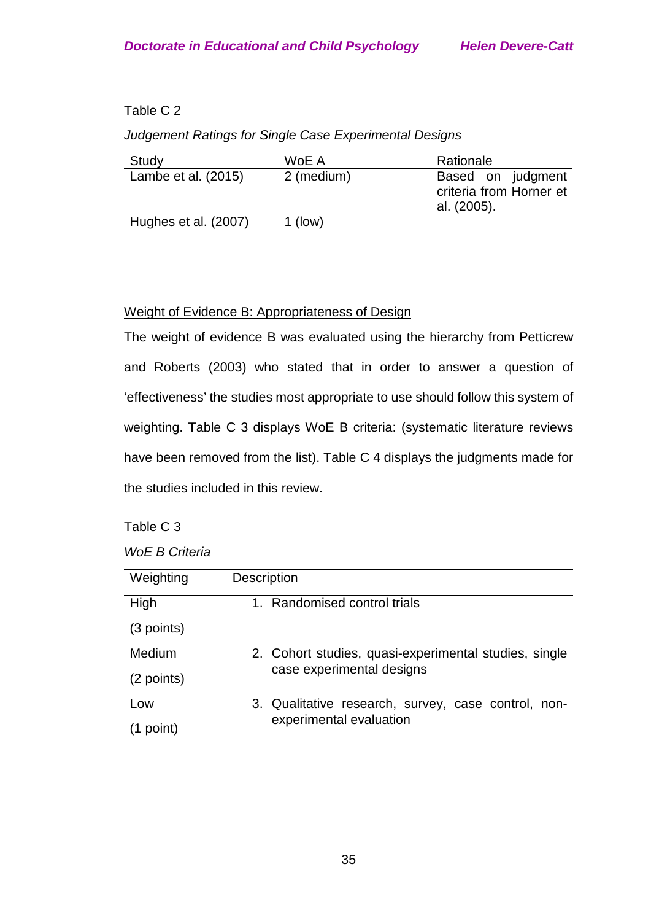Table C 2

*Judgement Ratings for Single Case Experimental Designs*

| Study | WoE A | Rationale |
|---|---|---|
| Lambe et al. (2015) | 2 (medium) | Based on judgment criteria from Horner et al. (2005). |
| Hughes et al. (2007) | 1 (low) | |

Weight of Evidence B: Appropriateness of Design

The weight of evidence B was evaluated using the hierarchy from Petticrew and Roberts (2003) who stated that in order to answer a question of 'effectiveness' the studies most appropriate to use should follow this system of weighting. Table C 3 displays WoE B criteria: (systematic literature reviews have been removed from the list). Table C 4 displays the judgments made for the studies included in this review.

Table C 3

*WoE B Criteria*

| Weighting | Description |
|---|---|
| High (3 points) | 1. Randomised control trials |
| Medium (2 points) | 2. Cohort studies, quasi-experimental studies, single case experimental designs |
| Low (1 point) | 3. Qualitative research, survey, case control, non-experimental evaluation |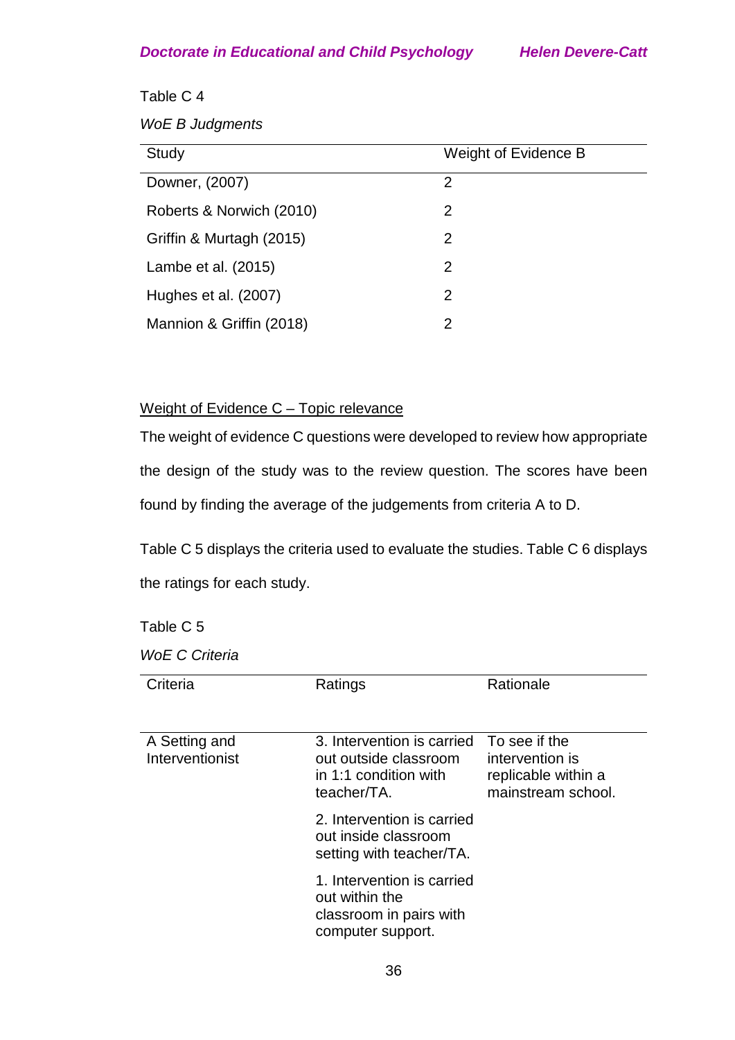Table C 4

*WoE B Judgments*

| Study | Weight of Evidence B |
|---|---|
| Downer, (2007) | 2 |
| Roberts & Norwich (2010) | 2 |
| Griffin & Murtagh (2015) | 2 |
| Lambe et al. (2015) | 2 |
| Hughes et al. (2007) | 2 |
| Mannion & Griffin (2018) | 2 |

<u>Weight of Evidence C – Topic relevance</u>

The weight of evidence C questions were developed to review how appropriate the design of the study was to the review question. The scores have been found by finding the average of the judgements from criteria A to D.

Table C 5 displays the criteria used to evaluate the studies. Table C 6 displays the ratings for each study.

Table C 5

*WoE C Criteria*

| Criteria | Ratings | Rationale |
|---|---|---|
| A Setting and Interventionist | 3. Intervention is carried out outside classroom in 1:1 condition with teacher/TA. | To see if the intervention is replicable within a mainstream school. |
| | 2. Intervention is carried out inside classroom setting with teacher/TA. | |
| | 1. Intervention is carried out within the classroom in pairs with computer support. | |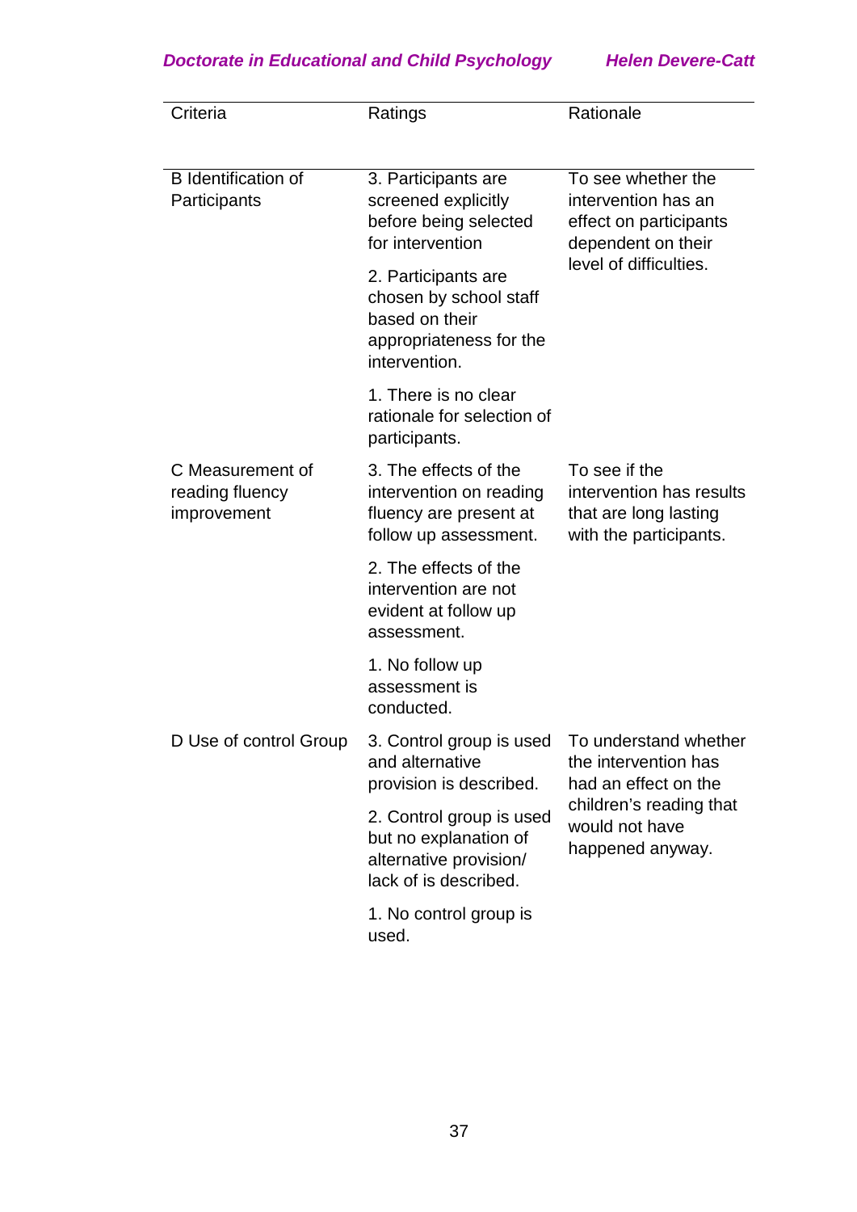| Criteria | Ratings | Rationale |
|---|---|---|
| B Identification of Participants | 3. Participants are screened explicitly before being selected for intervention | To see whether the intervention has an effect on participants dependent on their level of difficulties. |
| | 2. Participants are chosen by school staff based on their appropriateness for the intervention. | |
| | 1. There is no clear rationale for selection of participants. | |
| C Measurement of reading fluency improvement | 3. The effects of the intervention on reading fluency are present at follow up assessment. | To see if the intervention has results that are long lasting with the participants. |
| | 2. The effects of the intervention are not evident at follow up assessment. | |
| | 1. No follow up assessment is conducted. | |
| D Use of control Group | 3. Control group is used and alternative provision is described. | To understand whether the intervention has had an effect on the children's reading that would not have happened anyway. |
| | 2. Control group is used but no explanation of alternative provision/ lack of is described. | |
| | 1. No control group is used. | |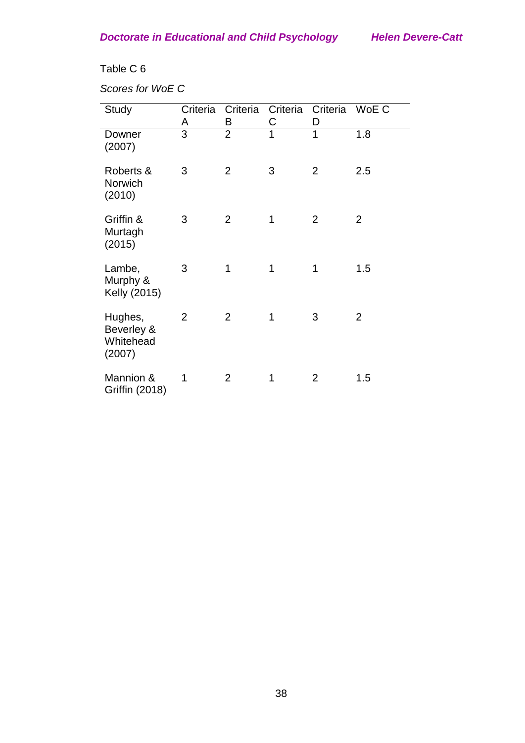Table C 6

*Scores for WoE C*

| Study | Criteria A | Criteria B | Criteria C | Criteria D | WoE C |
|---|---|---|---|---|---|
| Downer (2007) | 3 | 2 | 1 | 1 | 1.8 |
| Roberts & Norwich (2010) | 3 | 2 | 3 | 2 | 2.5 |
| Griffin & Murtagh (2015) | 3 | 2 | 1 | 2 | 2 |
| Lambe, Murphy & Kelly (2015) | 3 | 1 | 1 | 1 | 1.5 |
| Hughes, Beverley & Whitehead (2007) | 2 | 2 | 1 | 3 | 2 |
| Mannion & Griffin (2018) | 1 | 2 | 1 | 2 | 1.5 |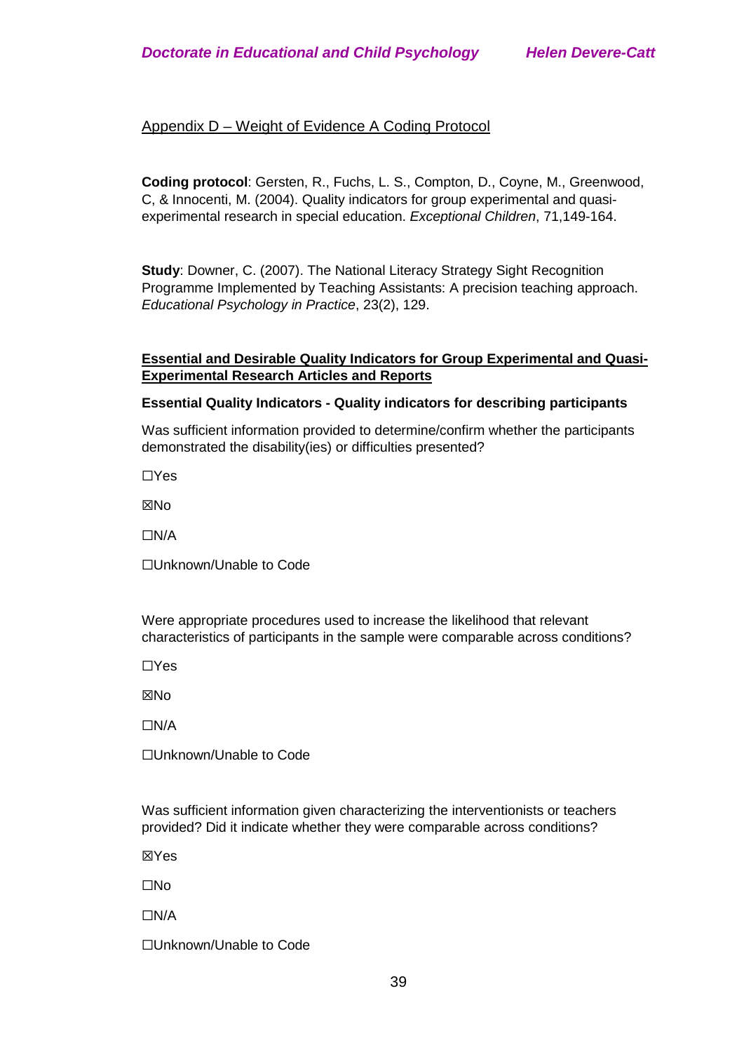Appendix D – Weight of Evidence A Coding Protocol

**Coding protocol**: Gersten, R., Fuchs, L. S., Compton, D., Coyne, M., Greenwood, C, & Innocenti, M. (2004). Quality indicators for group experimental and quasi-experimental research in special education. *Exceptional Children*, 71,149-164.

**Study**: Downer, C. (2007). The National Literacy Strategy Sight Recognition Programme Implemented by Teaching Assistants: A precision teaching approach. *Educational Psychology in Practice*, 23(2), 129.

**Essential and Desirable Quality Indicators for Group Experimental and Quasi-Experimental Research Articles and Reports**

**Essential Quality Indicators - Quality indicators for describing participants**

Was sufficient information provided to determine/confirm whether the participants demonstrated the disability(ies) or difficulties presented?

☐Yes

☒No

☐N/A

☐Unknown/Unable to Code

Were appropriate procedures used to increase the likelihood that relevant characteristics of participants in the sample were comparable across conditions?

☐Yes

☒No

☐N/A

☐Unknown/Unable to Code

Was sufficient information given characterizing the interventionists or teachers provided? Did it indicate whether they were comparable across conditions?

☒Yes

☐No

☐N/A

☐Unknown/Unable to Code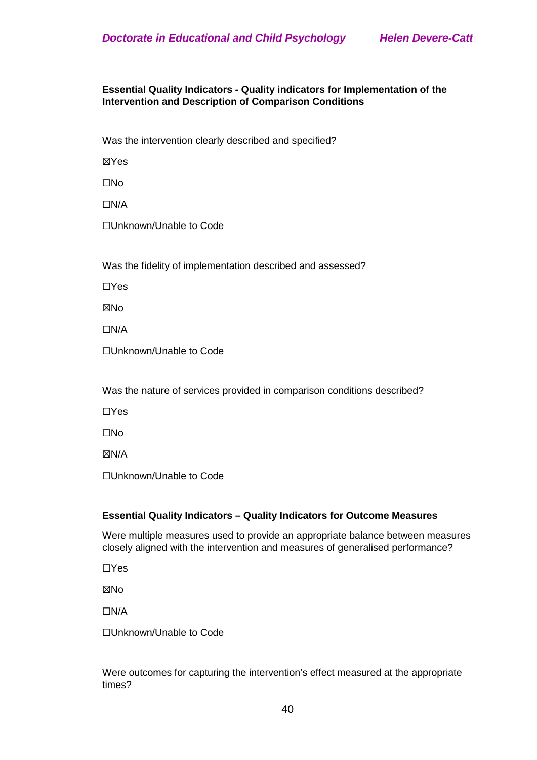**Essential Quality Indicators - Quality indicators for Implementation of the Intervention and Description of Comparison Conditions**

Was the intervention clearly described and specified?

☒Yes

☐No

☐N/A

☐Unknown/Unable to Code

Was the fidelity of implementation described and assessed?

☐Yes

☒No

☐N/A

☐Unknown/Unable to Code

Was the nature of services provided in comparison conditions described?

☐Yes

☐No

☒N/A

☐Unknown/Unable to Code

**Essential Quality Indicators – Quality Indicators for Outcome Measures**

Were multiple measures used to provide an appropriate balance between measures closely aligned with the intervention and measures of generalised performance?

☐Yes

☒No

☐N/A

☐Unknown/Unable to Code

Were outcomes for capturing the intervention's effect measured at the appropriate times?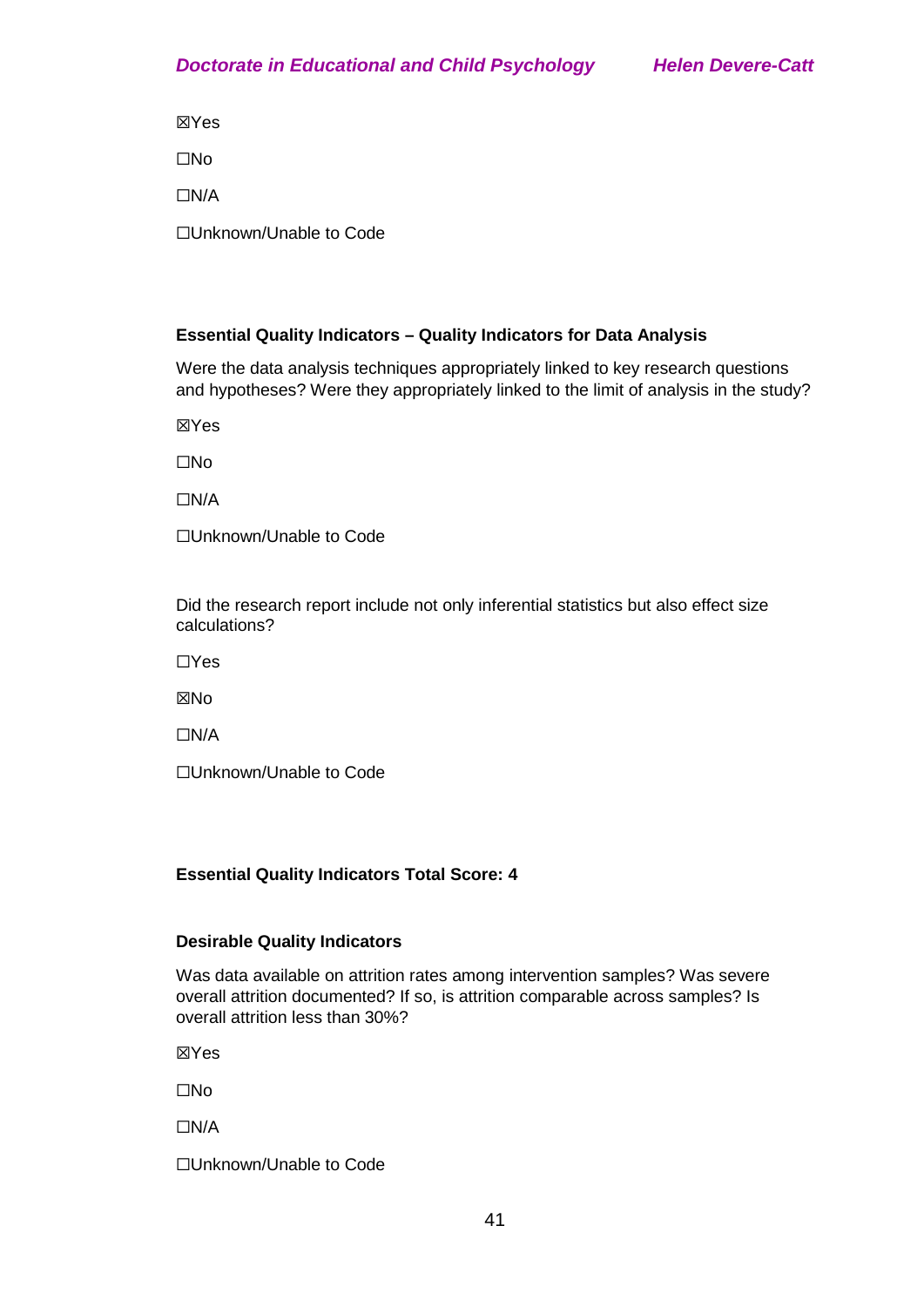☒Yes

☐No

☐N/A

☐Unknown/Unable to Code

**Essential Quality Indicators – Quality Indicators for Data Analysis**

Were the data analysis techniques appropriately linked to key research questions and hypotheses? Were they appropriately linked to the limit of analysis in the study?

☒Yes

☐No

☐N/A

☐Unknown/Unable to Code

Did the research report include not only inferential statistics but also effect size calculations?

☐Yes

☒No

☐N/A

☐Unknown/Unable to Code

**Essential Quality Indicators Total Score: 4**

**Desirable Quality Indicators**

Was data available on attrition rates among intervention samples? Was severe overall attrition documented? If so, is attrition comparable across samples? Is overall attrition less than 30%?

☒Yes

☐No

☐N/A

☐Unknown/Unable to Code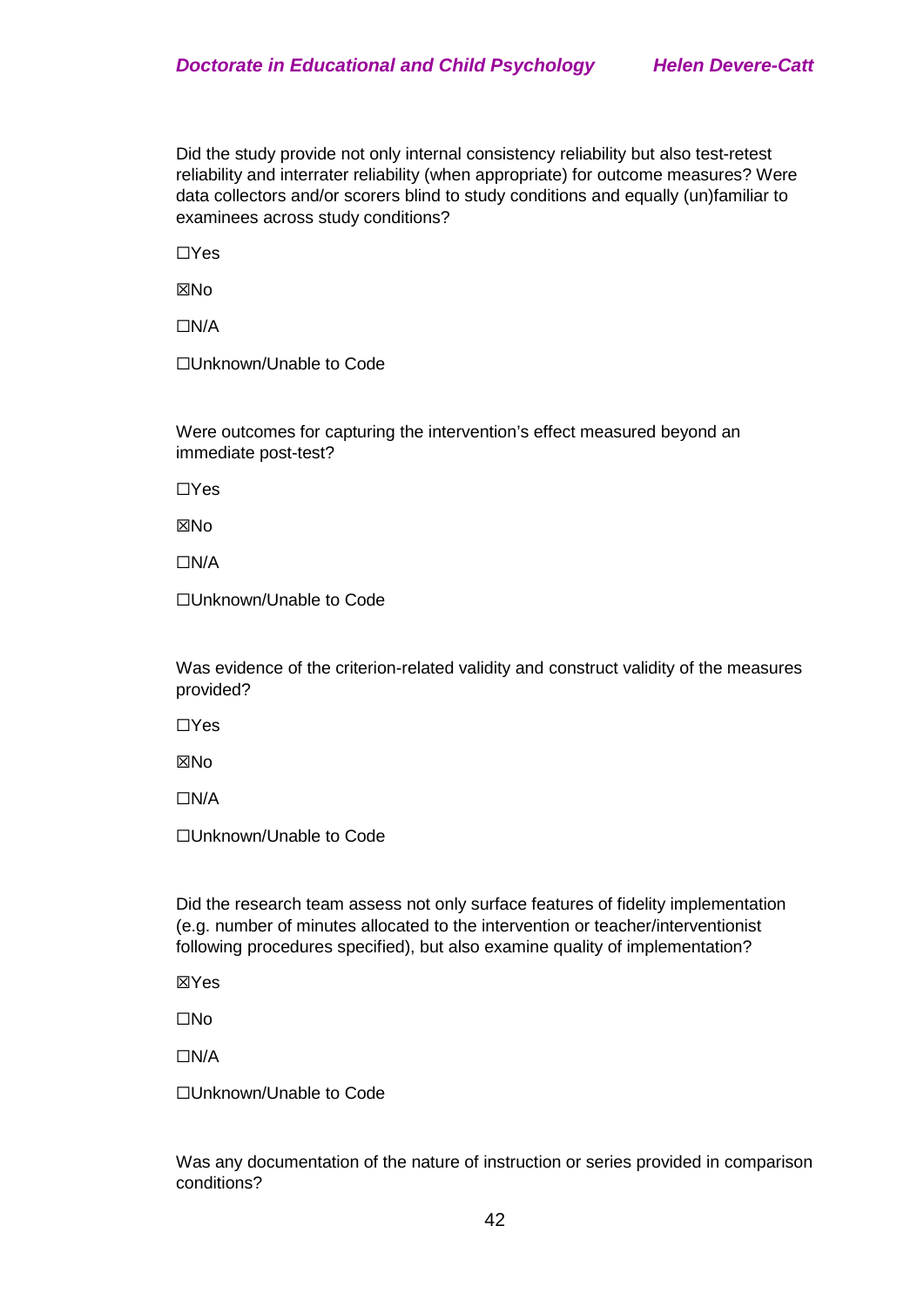Did the study provide not only internal consistency reliability but also test-retest reliability and interrater reliability (when appropriate) for outcome measures? Were data collectors and/or scorers blind to study conditions and equally (un)familiar to examinees across study conditions?

☐Yes

☒No

☐N/A

☐Unknown/Unable to Code

Were outcomes for capturing the intervention's effect measured beyond an immediate post-test?

☐Yes

☒No

☐N/A

☐Unknown/Unable to Code

Was evidence of the criterion-related validity and construct validity of the measures provided?

☐Yes

☒No

☐N/A

☐Unknown/Unable to Code

Did the research team assess not only surface features of fidelity implementation (e.g. number of minutes allocated to the intervention or teacher/interventionist following procedures specified), but also examine quality of implementation?

☒Yes

☐No

☐N/A

☐Unknown/Unable to Code

Was any documentation of the nature of instruction or series provided in comparison conditions?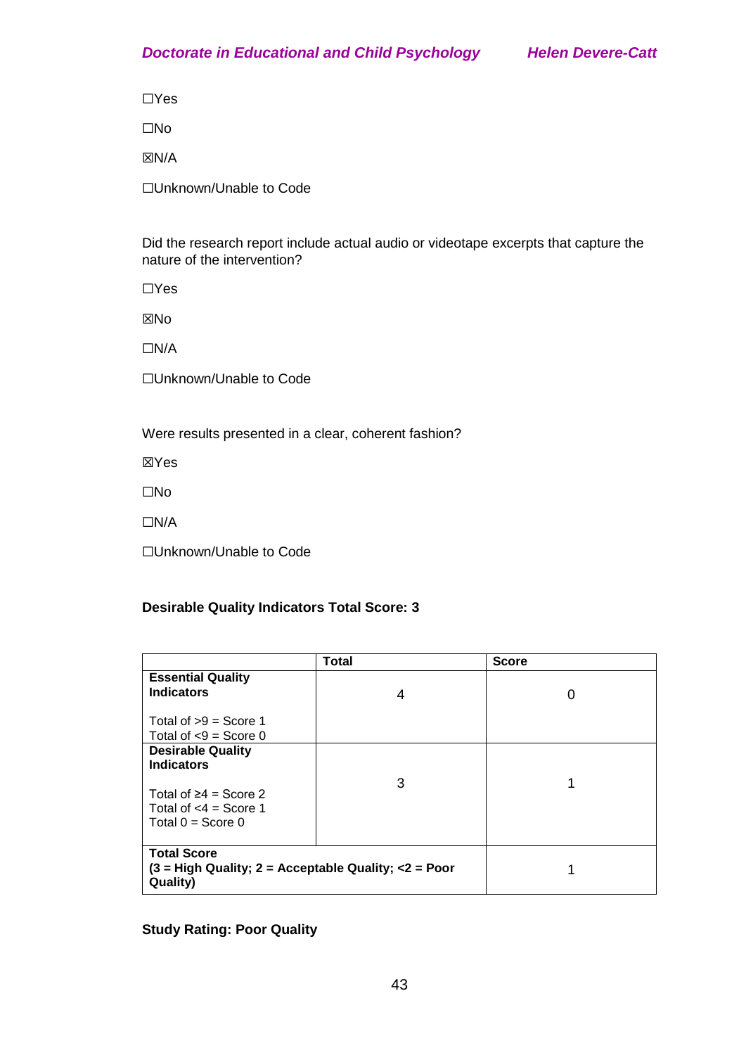☐Yes

☐No

☒N/A

☐Unknown/Unable to Code

Did the research report include actual audio or videotape excerpts that capture the nature of the intervention?

☐Yes

☒No

☐N/A

☐Unknown/Unable to Code

Were results presented in a clear, coherent fashion?

☒Yes

☐No

☐N/A

☐Unknown/Unable to Code

**Desirable Quality Indicators Total Score: 3**

| | **Total** | **Score** |
|---|---|---|
| **Essential Quality Indicators**<br><br>Total of >9 = Score 1<br>Total of <9 = Score 0 | 4 | 0 |
| **Desirable Quality Indicators**<br><br>Total of ≥4 = Score 2<br>Total of <4 = Score 1<br>Total 0 = Score 0 | 3 | 1 |
| **Total Score**<br>**(3 = High Quality; 2 = Acceptable Quality; <2 = Poor Quality)** | | 1 |

**Study Rating: Poor Quality**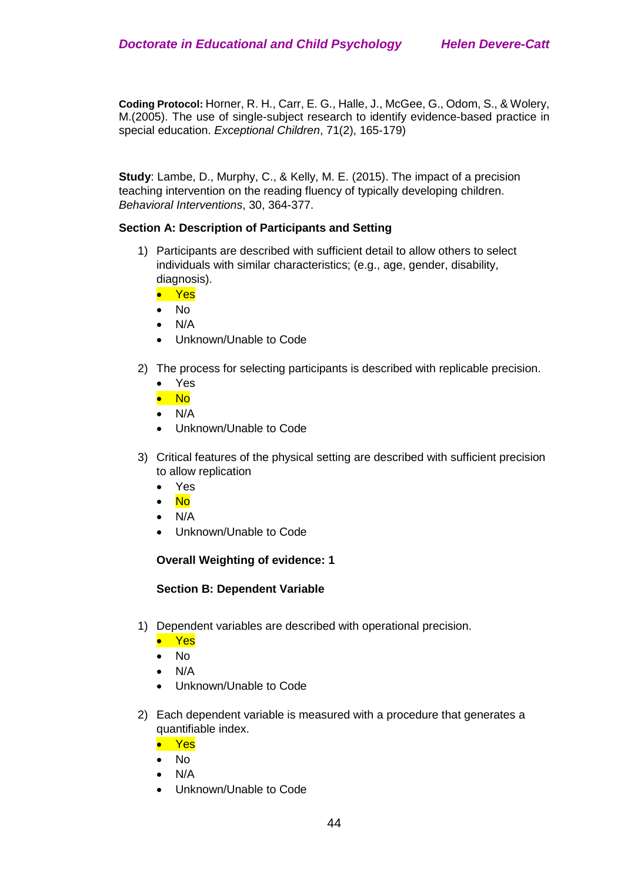**Coding Protocol:** Horner, R. H., Carr, E. G., Halle, J., McGee, G., Odom, S., & Wolery, M.(2005). The use of single-subject research to identify evidence-based practice in special education. *Exceptional Children*, 71(2), 165-179)

**Study**: Lambe, D., Murphy, C., & Kelly, M. E. (2015). The impact of a precision teaching intervention on the reading fluency of typically developing children. *Behavioral Interventions*, 30, 364-377.

**Section A: Description of Participants and Setting**

1) Participants are described with sufficient detail to allow others to select individuals with similar characteristics; (e.g., age, gender, disability, diagnosis).
   - Yes
   - No
   - N/A
   - Unknown/Unable to Code

2) The process for selecting participants is described with replicable precision.
   - Yes
   - No
   - N/A
   - Unknown/Unable to Code

3) Critical features of the physical setting are described with sufficient precision to allow replication
   - Yes
   - No
   - N/A
   - Unknown/Unable to Code

**Overall Weighting of evidence: 1**

**Section B: Dependent Variable**

1) Dependent variables are described with operational precision.
   - Yes
   - No
   - N/A
   - Unknown/Unable to Code

2) Each dependent variable is measured with a procedure that generates a quantifiable index.
   - Yes
   - No
   - N/A
   - Unknown/Unable to Code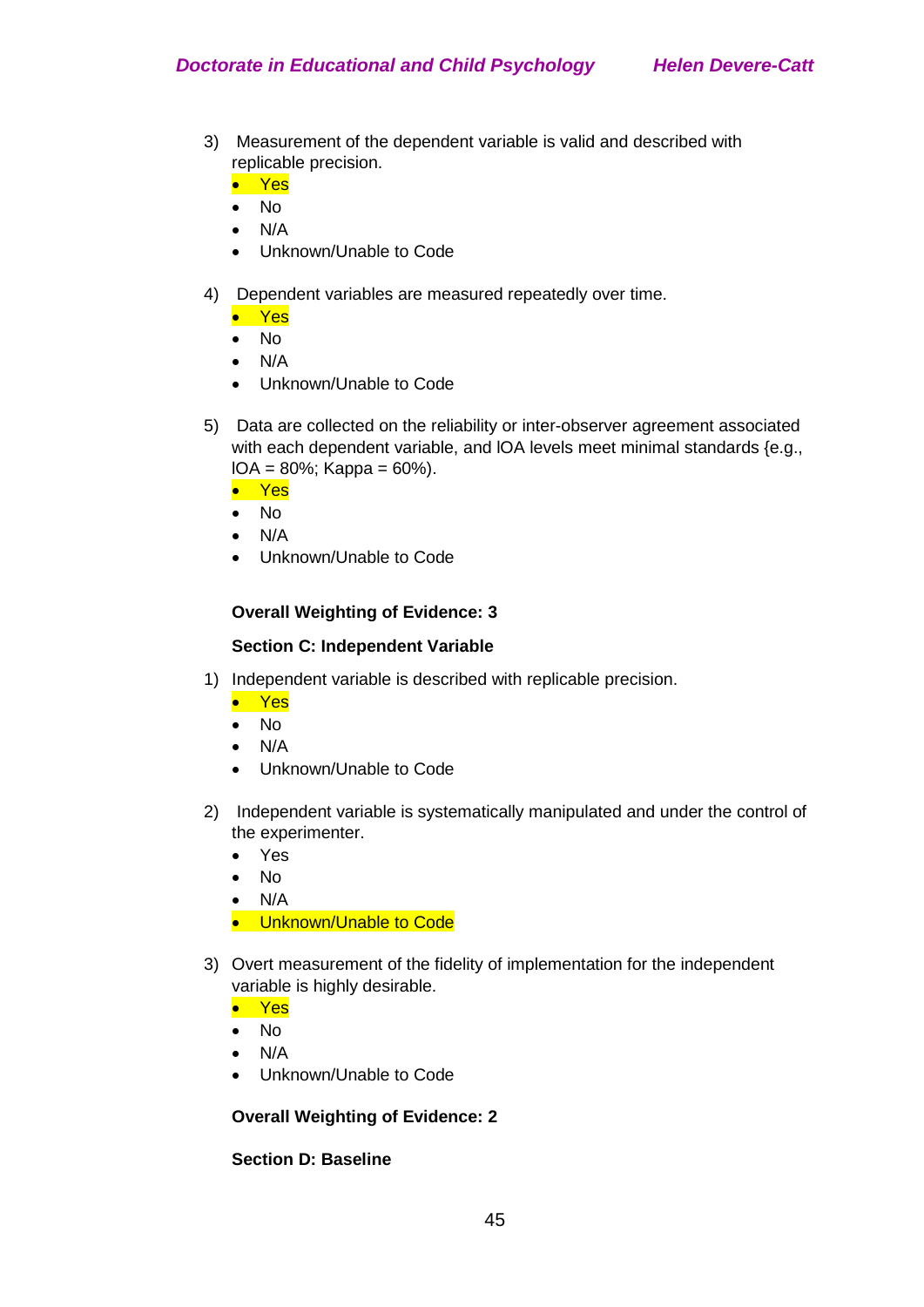3) Measurement of the dependent variable is valid and described with replicable precision.
    - **Yes**
    - No
    - N/A
    - Unknown/Unable to Code

4) Dependent variables are measured repeatedly over time.
    - **Yes**
    - No
    - N/A
    - Unknown/Unable to Code

5) Data are collected on the reliability or inter-observer agreement associated with each dependent variable, and IOA levels meet minimal standards {e.g., IOA = 80%; Kappa = 60%).
    - **Yes**
    - No
    - N/A
    - Unknown/Unable to Code

**Overall Weighting of Evidence: 3**

**Section C: Independent Variable**

1) Independent variable is described with replicable precision.
    - **Yes**
    - No
    - N/A
    - Unknown/Unable to Code

2) Independent variable is systematically manipulated and under the control of the experimenter.
    - Yes
    - No
    - N/A
    - **Unknown/Unable to Code**

3) Overt measurement of the fidelity of implementation for the independent variable is highly desirable.
    - **Yes**
    - No
    - N/A
    - Unknown/Unable to Code

**Overall Weighting of Evidence: 2**

**Section D: Baseline**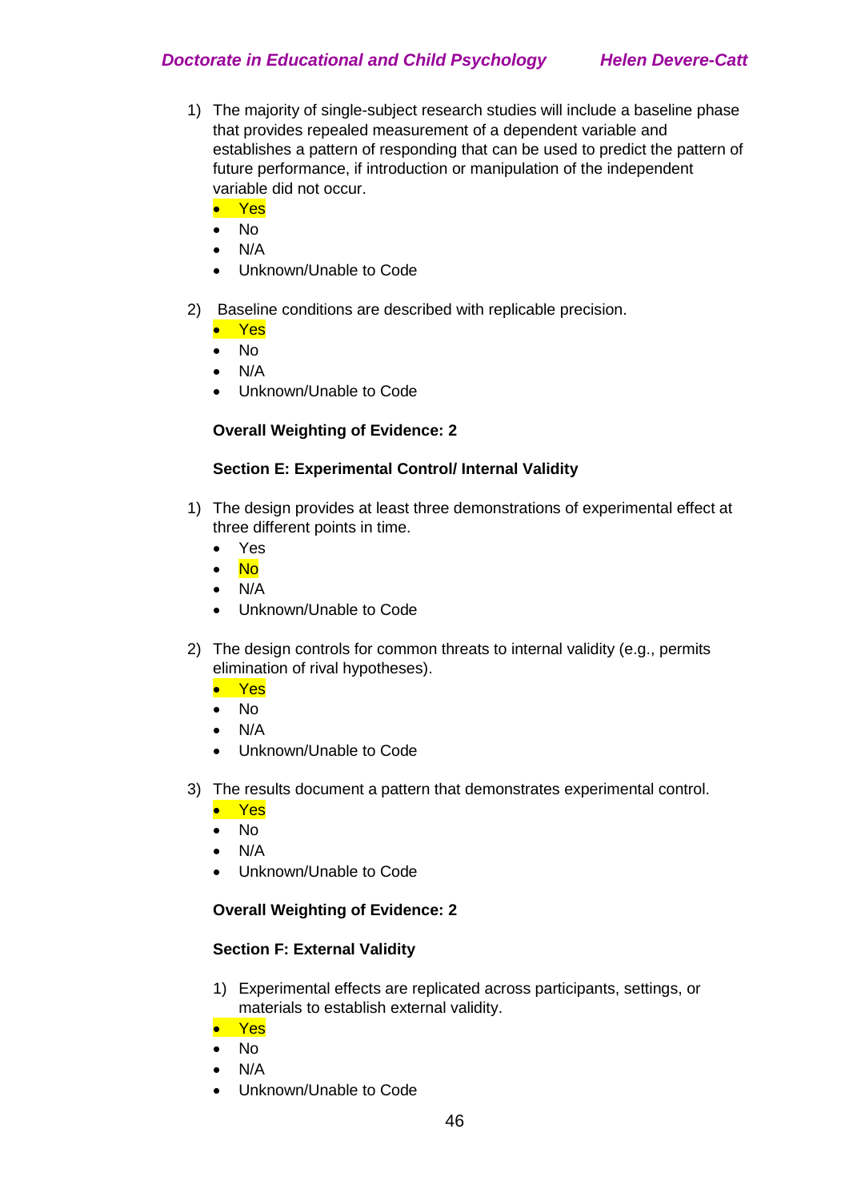1) The majority of single-subject research studies will include a baseline phase that provides repealed measurement of a dependent variable and establishes a pattern of responding that can be used to predict the pattern of future performance, if introduction or manipulation of the independent variable did not occur.
   - Yes
   - No
   - N/A
   - Unknown/Unable to Code

2) Baseline conditions are described with replicable precision.
   - Yes
   - No
   - N/A
   - Unknown/Unable to Code

**Overall Weighting of Evidence: 2**

**Section E: Experimental Control/ Internal Validity**

1) The design provides at least three demonstrations of experimental effect at three different points in time.
   - Yes
   - No
   - N/A
   - Unknown/Unable to Code

2) The design controls for common threats to internal validity (e.g., permits elimination of rival hypotheses).
   - Yes
   - No
   - N/A
   - Unknown/Unable to Code

3) The results document a pattern that demonstrates experimental control.
   - Yes
   - No
   - N/A
   - Unknown/Unable to Code

**Overall Weighting of Evidence: 2**

**Section F: External Validity**

1) Experimental effects are replicated across participants, settings, or materials to establish external validity.
   - Yes
   - No
   - N/A
   - Unknown/Unable to Code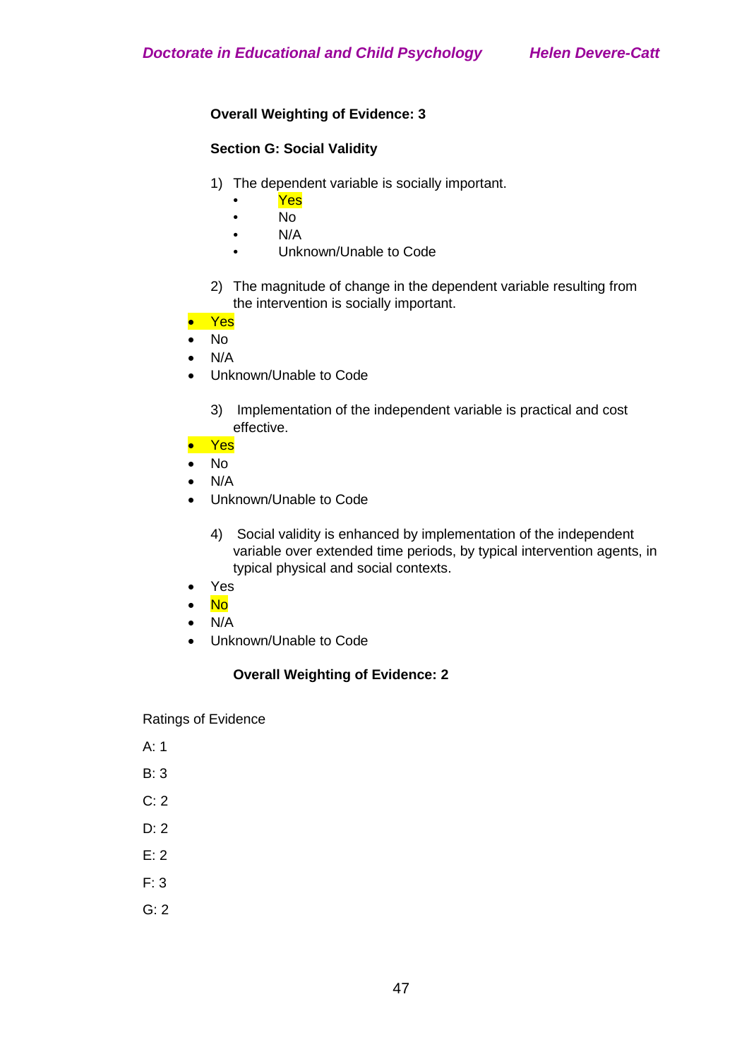**Overall Weighting of Evidence: 3**

**Section G: Social Validity**

1) The dependent variable is socially important.
   - Yes
   - No
   - N/A
   - Unknown/Unable to Code

2) The magnitude of change in the dependent variable resulting from the intervention is socially important.
   - Yes
   - No
   - N/A
   - Unknown/Unable to Code

3) Implementation of the independent variable is practical and cost effective.
   - Yes
   - No
   - N/A
   - Unknown/Unable to Code

4) Social validity is enhanced by implementation of the independent variable over extended time periods, by typical intervention agents, in typical physical and social contexts.
   - Yes
   - No
   - N/A
   - Unknown/Unable to Code

**Overall Weighting of Evidence: 2**

Ratings of Evidence

A: 1

B: 3

C: 2

D: 2

E: 2

F: 3

G: 2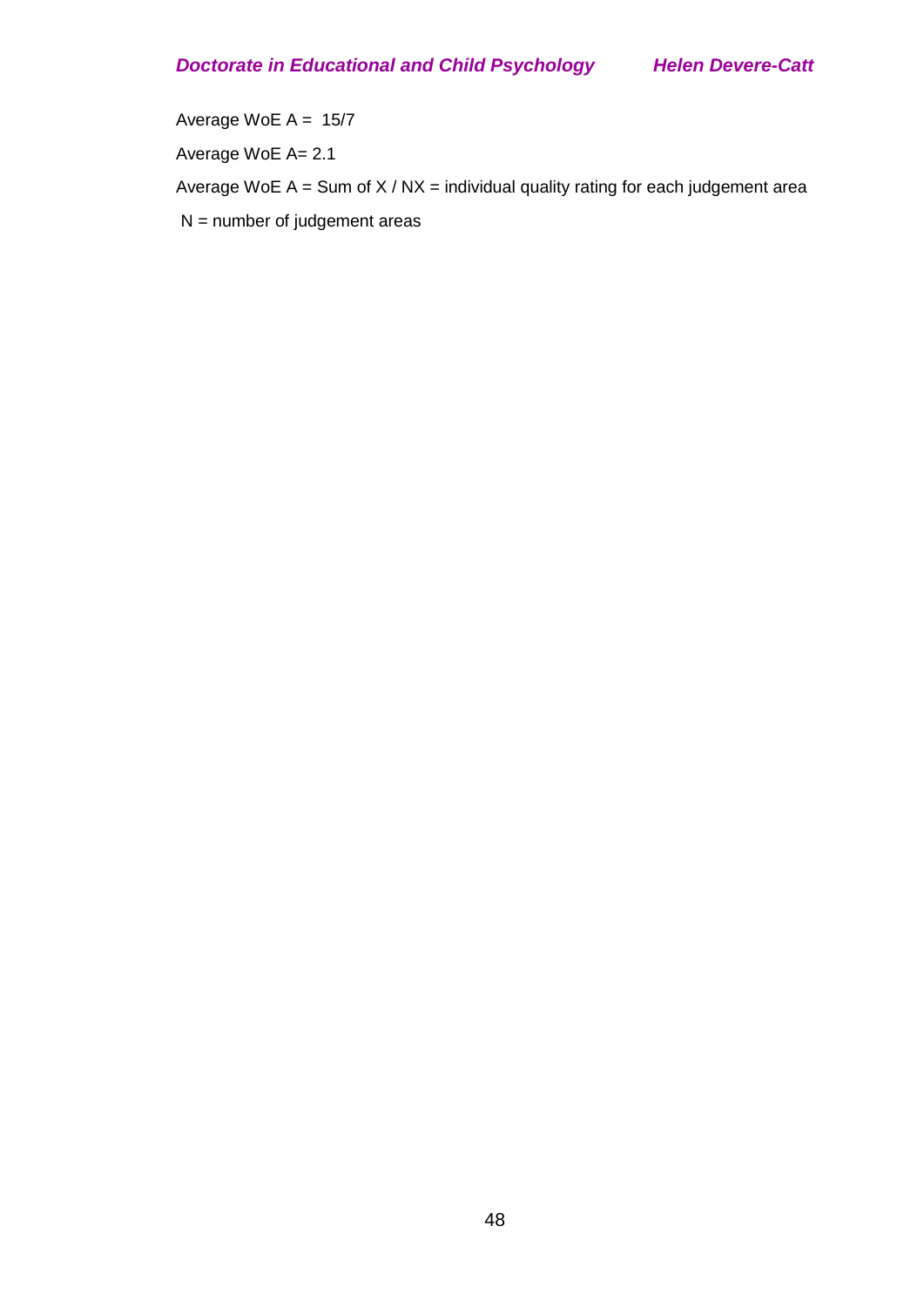Average WoE A = $15/7$

Average WoE A= 2.1

Average WoE A = Sum of X / NX = individual quality rating for each judgement area

N = number of judgement areas